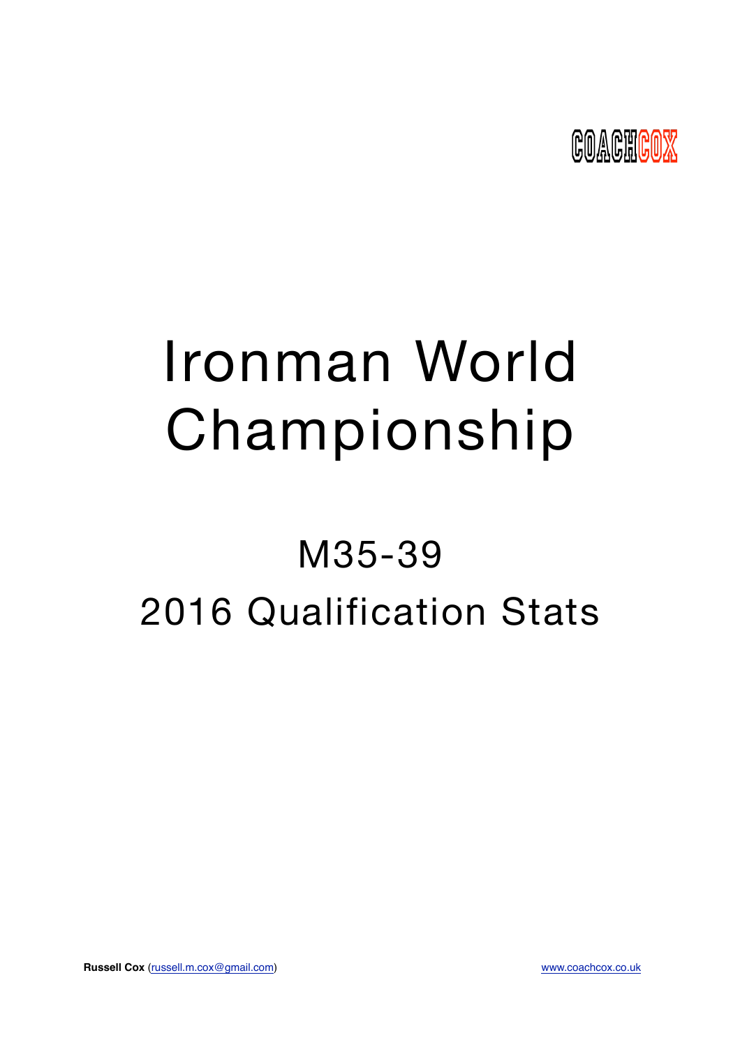COACHCOX

# Ironman World Championship

## M35-39

## 2016 Qualification Stats

**Russell Cox** (russell.m.cox@gmail.com) www.coachcox.co.uk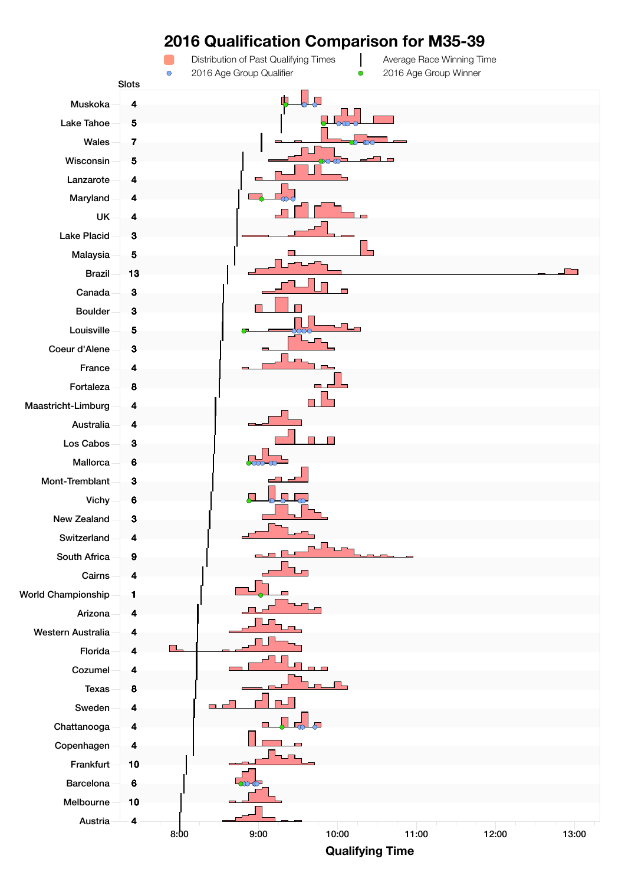# 2016 Qualification Comparison for M35-39

Distribution of Past Qualifying Times | Average Race Winning Time | 2016 Age Group Qualifier | 2016 Age Group Winner

| Race | Slots |
|---|---|
| Muskoka | 4 |
| Lake Tahoe | 5 |
| Wales | 7 |
| Wisconsin | 5 |
| Lanzarote | 4 |
| Maryland | 4 |
| UK | 4 |
| Lake Placid | 3 |
| Malaysia | 5 |
| Brazil | 13 |
| Canada | 3 |
| Boulder | 3 |
| Louisville | 5 |
| Coeur d'Alene | 3 |
| France | 4 |
| Fortaleza | 8 |
| Maastricht-Limburg | 4 |
| Australia | 4 |
| Los Cabos | 3 |
| Mallorca | 6 |
| Mont-Tremblant | 3 |
| Vichy | 6 |
| New Zealand | 3 |
| Switzerland | 4 |
| South Africa | 9 |
| Cairns | 4 |
| World Championship | 1 |
| Arizona | 4 |
| Western Australia | 4 |
| Florida | 4 |
| Cozumel | 4 |
| Texas | 8 |
| Sweden | 4 |
| Chattanooga | 4 |
| Copenhagen | 4 |
| Frankfurt | 10 |
| Barcelona | 6 |
| Melbourne | 10 |
| Austria | 4 |

Qualifying Time: 8:00, 9:00, 10:00, 11:00, 12:00, 13:00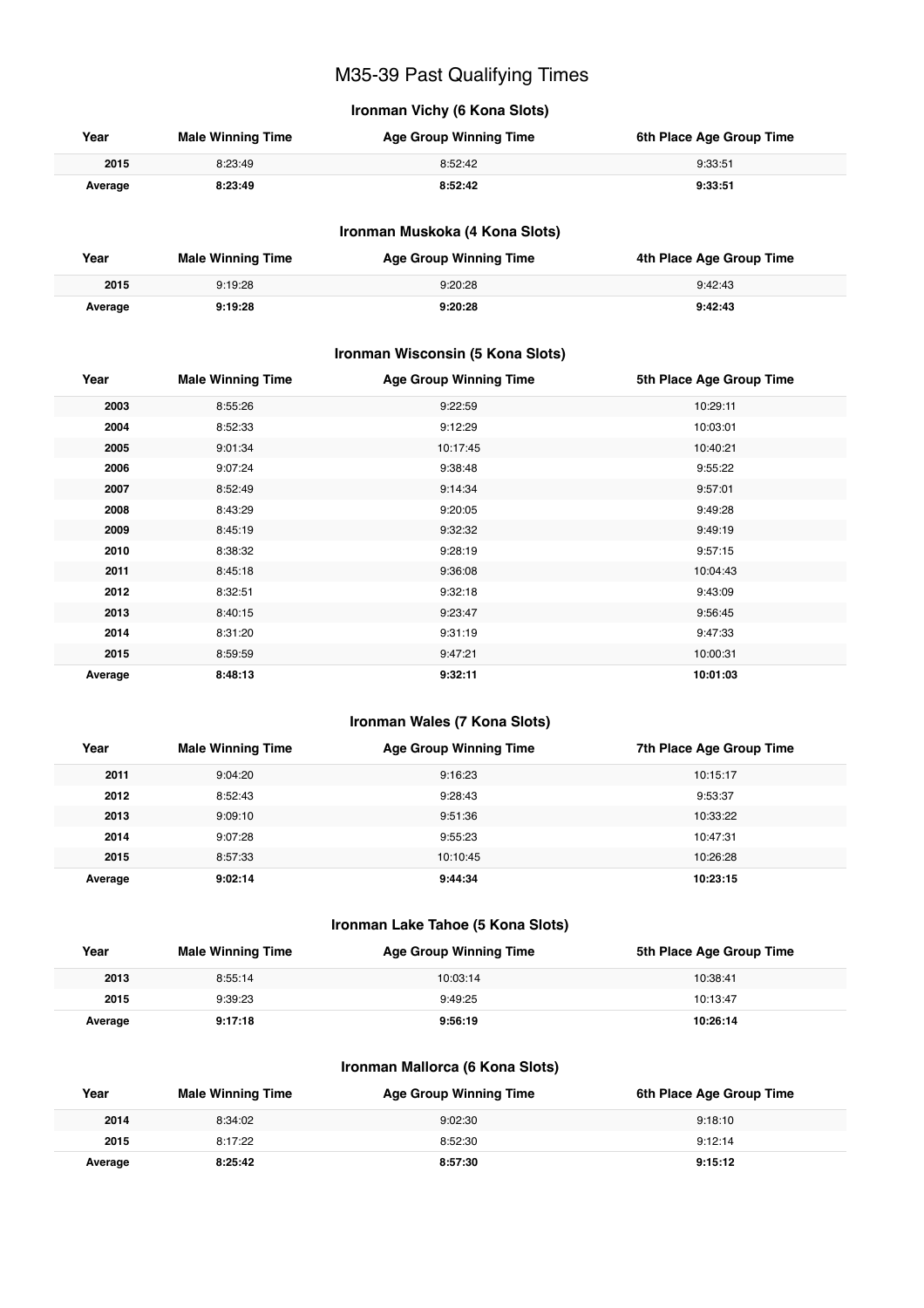# M35-39 Past Qualifying Times

## Ironman Vichy (6 Kona Slots)

| Year | Male Winning Time | Age Group Winning Time | 6th Place Age Group Time |
|---|---|---|---|
| 2015 | 8:23:49 | 8:52:42 | 9:33:51 |
| **Average** | **8:23:49** | **8:52:42** | **9:33:51** |

## Ironman Muskoka (4 Kona Slots)

| Year | Male Winning Time | Age Group Winning Time | 4th Place Age Group Time |
|---|---|---|---|
| 2015 | 9:19:28 | 9:20:28 | 9:42:43 |
| **Average** | **9:19:28** | **9:20:28** | **9:42:43** |

## Ironman Wisconsin (5 Kona Slots)

| Year | Male Winning Time | Age Group Winning Time | 5th Place Age Group Time |
|---|---|---|---|
| 2003 | 8:55:26 | 9:22:59 | 10:29:11 |
| 2004 | 8:52:33 | 9:12:29 | 10:03:01 |
| 2005 | 9:01:34 | 10:17:45 | 10:40:21 |
| 2006 | 9:07:24 | 9:38:48 | 9:55:22 |
| 2007 | 8:52:49 | 9:14:34 | 9:57:01 |
| 2008 | 8:43:29 | 9:20:05 | 9:49:28 |
| 2009 | 8:45:19 | 9:32:32 | 9:49:19 |
| 2010 | 8:38:32 | 9:28:19 | 9:57:15 |
| 2011 | 8:45:18 | 9:36:08 | 10:04:43 |
| 2012 | 8:32:51 | 9:32:18 | 9:43:09 |
| 2013 | 8:40:15 | 9:23:47 | 9:56:45 |
| 2014 | 8:31:20 | 9:31:19 | 9:47:33 |
| 2015 | 8:59:59 | 9:47:21 | 10:00:31 |
| **Average** | **8:48:13** | **9:32:11** | **10:01:03** |

## Ironman Wales (7 Kona Slots)

| Year | Male Winning Time | Age Group Winning Time | 7th Place Age Group Time |
|---|---|---|---|
| 2011 | 9:04:20 | 9:16:23 | 10:15:17 |
| 2012 | 8:52:43 | 9:28:43 | 9:53:37 |
| 2013 | 9:09:10 | 9:51:36 | 10:33:22 |
| 2014 | 9:07:28 | 9:55:23 | 10:47:31 |
| 2015 | 8:57:33 | 10:10:45 | 10:26:28 |
| **Average** | **9:02:14** | **9:44:34** | **10:23:15** |

## Ironman Lake Tahoe (5 Kona Slots)

| Year | Male Winning Time | Age Group Winning Time | 5th Place Age Group Time |
|---|---|---|---|
| 2013 | 8:55:14 | 10:03:14 | 10:38:41 |
| 2015 | 9:39:23 | 9:49:25 | 10:13:47 |
| **Average** | **9:17:18** | **9:56:19** | **10:26:14** |

## Ironman Mallorca (6 Kona Slots)

| Year | Male Winning Time | Age Group Winning Time | 6th Place Age Group Time |
|---|---|---|---|
| 2014 | 8:34:02 | 9:02:30 | 9:18:10 |
| 2015 | 8:17:22 | 8:52:30 | 9:12:14 |
| **Average** | **8:25:42** | **8:57:30** | **9:15:12** |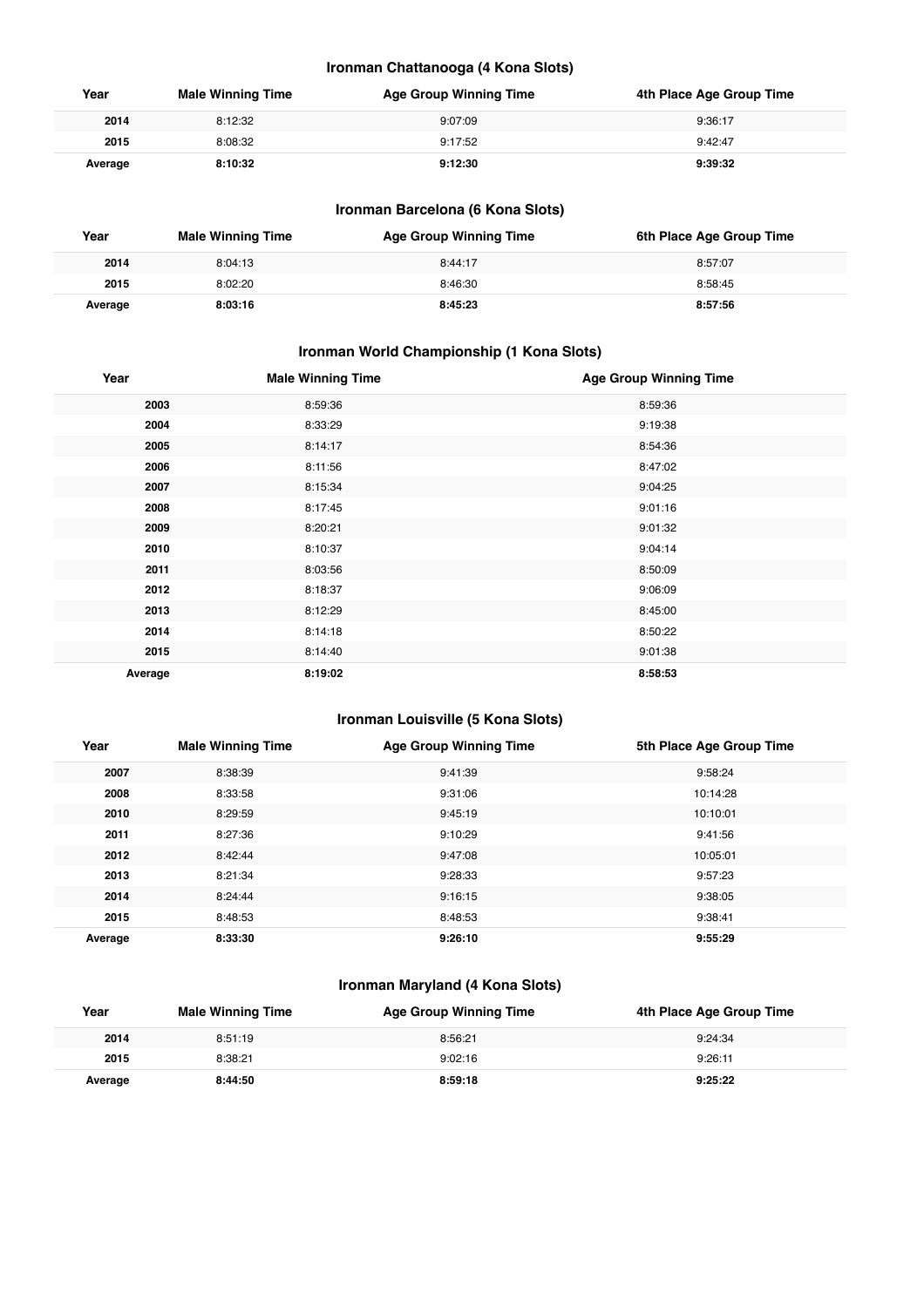### Ironman Chattanooga (4 Kona Slots)

| Year | Male Winning Time | Age Group Winning Time | 4th Place Age Group Time |
|---|---|---|---|
| **2014** | 8:12:32 | 9:07:09 | 9:36:17 |
| **2015** | 8:08:32 | 9:17:52 | 9:42:47 |
| **Average** | **8:10:32** | **9:12:30** | **9:39:32** |

### Ironman Barcelona (6 Kona Slots)

| Year | Male Winning Time | Age Group Winning Time | 6th Place Age Group Time |
|---|---|---|---|
| **2014** | 8:04:13 | 8:44:17 | 8:57:07 |
| **2015** | 8:02:20 | 8:46:30 | 8:58:45 |
| **Average** | **8:03:16** | **8:45:23** | **8:57:56** |

### Ironman World Championship (1 Kona Slots)

| Year | Male Winning Time | Age Group Winning Time |
|---|---|---|
| **2003** | 8:59:36 | 8:59:36 |
| **2004** | 8:33:29 | 9:19:38 |
| **2005** | 8:14:17 | 8:54:36 |
| **2006** | 8:11:56 | 8:47:02 |
| **2007** | 8:15:34 | 9:04:25 |
| **2008** | 8:17:45 | 9:01:16 |
| **2009** | 8:20:21 | 9:01:32 |
| **2010** | 8:10:37 | 9:04:14 |
| **2011** | 8:03:56 | 8:50:09 |
| **2012** | 8:18:37 | 9:06:09 |
| **2013** | 8:12:29 | 8:45:00 |
| **2014** | 8:14:18 | 8:50:22 |
| **2015** | 8:14:40 | 9:01:38 |
| **Average** | **8:19:02** | **8:58:53** |

### Ironman Louisville (5 Kona Slots)

| Year | Male Winning Time | Age Group Winning Time | 5th Place Age Group Time |
|---|---|---|---|
| **2007** | 8:38:39 | 9:41:39 | 9:58:24 |
| **2008** | 8:33:58 | 9:31:06 | 10:14:28 |
| **2010** | 8:29:59 | 9:45:19 | 10:10:01 |
| **2011** | 8:27:36 | 9:10:29 | 9:41:56 |
| **2012** | 8:42:44 | 9:47:08 | 10:05:01 |
| **2013** | 8:21:34 | 9:28:33 | 9:57:23 |
| **2014** | 8:24:44 | 9:16:15 | 9:38:05 |
| **2015** | 8:48:53 | 8:48:53 | 9:38:41 |
| **Average** | **8:33:30** | **9:26:10** | **9:55:29** |

### Ironman Maryland (4 Kona Slots)

| Year | Male Winning Time | Age Group Winning Time | 4th Place Age Group Time |
|---|---|---|---|
| **2014** | 8:51:19 | 8:56:21 | 9:24:34 |
| **2015** | 8:38:21 | 9:02:16 | 9:26:11 |
| **Average** | **8:44:50** | **8:59:18** | **9:25:22** |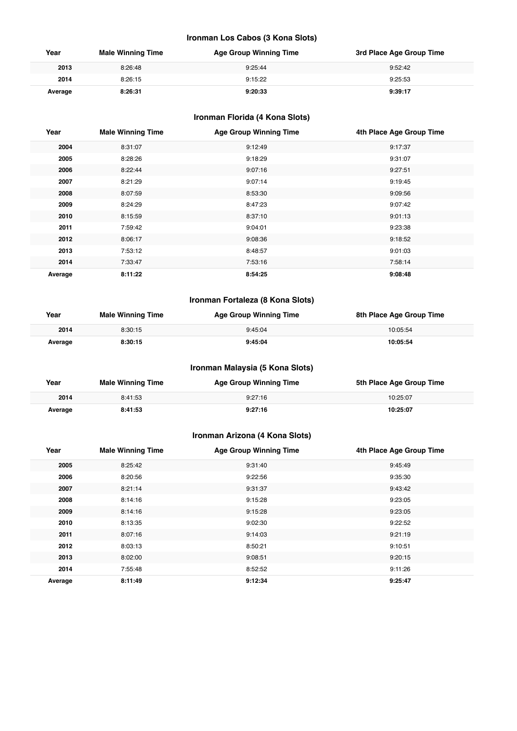### Ironman Los Cabos (3 Kona Slots)

| Year | Male Winning Time | Age Group Winning Time | 3rd Place Age Group Time |
|---|---|---|---|
| **2013** | 8:26:48 | 9:25:44 | 9:52:42 |
| **2014** | 8:26:15 | 9:15:22 | 9:25:53 |
| **Average** | **8:26:31** | **9:20:33** | **9:39:17** |

### Ironman Florida (4 Kona Slots)

| Year | Male Winning Time | Age Group Winning Time | 4th Place Age Group Time |
|---|---|---|---|
| **2004** | 8:31:07 | 9:12:49 | 9:17:37 |
| **2005** | 8:28:26 | 9:18:29 | 9:31:07 |
| **2006** | 8:22:44 | 9:07:16 | 9:27:51 |
| **2007** | 8:21:29 | 9:07:14 | 9:19:45 |
| **2008** | 8:07:59 | 8:53:30 | 9:09:56 |
| **2009** | 8:24:29 | 8:47:23 | 9:07:42 |
| **2010** | 8:15:59 | 8:37:10 | 9:01:13 |
| **2011** | 7:59:42 | 9:04:01 | 9:23:38 |
| **2012** | 8:06:17 | 9:08:36 | 9:18:52 |
| **2013** | 7:53:12 | 8:48:57 | 9:01:03 |
| **2014** | 7:33:47 | 7:53:16 | 7:58:14 |
| **Average** | **8:11:22** | **8:54:25** | **9:08:48** |

### Ironman Fortaleza (8 Kona Slots)

| Year | Male Winning Time | Age Group Winning Time | 8th Place Age Group Time |
|---|---|---|---|
| **2014** | 8:30:15 | 9:45:04 | 10:05:54 |
| **Average** | **8:30:15** | **9:45:04** | **10:05:54** |

### Ironman Malaysia (5 Kona Slots)

| Year | Male Winning Time | Age Group Winning Time | 5th Place Age Group Time |
|---|---|---|---|
| **2014** | 8:41:53 | 9:27:16 | 10:25:07 |
| **Average** | **8:41:53** | **9:27:16** | **10:25:07** |

### Ironman Arizona (4 Kona Slots)

| Year | Male Winning Time | Age Group Winning Time | 4th Place Age Group Time |
|---|---|---|---|
| **2005** | 8:25:42 | 9:31:40 | 9:45:49 |
| **2006** | 8:20:56 | 9:22:56 | 9:35:30 |
| **2007** | 8:21:14 | 9:31:37 | 9:43:42 |
| **2008** | 8:14:16 | 9:15:28 | 9:23:05 |
| **2009** | 8:14:16 | 9:15:28 | 9:23:05 |
| **2010** | 8:13:35 | 9:02:30 | 9:22:52 |
| **2011** | 8:07:16 | 9:14:03 | 9:21:19 |
| **2012** | 8:03:13 | 8:50:21 | 9:10:51 |
| **2013** | 8:02:00 | 9:08:51 | 9:20:15 |
| **2014** | 7:55:48 | 8:52:52 | 9:11:26 |
| **Average** | **8:11:49** | **9:12:34** | **9:25:47** |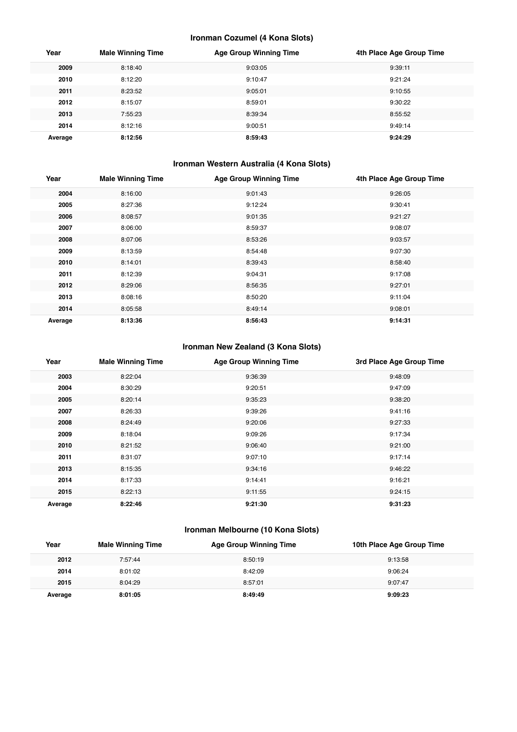### Ironman Cozumel (4 Kona Slots)

| Year | Male Winning Time | Age Group Winning Time | 4th Place Age Group Time |
|---|---|---|---|
| **2009** | 8:18:40 | 9:03:05 | 9:39:11 |
| **2010** | 8:12:20 | 9:10:47 | 9:21:24 |
| **2011** | 8:23:52 | 9:05:01 | 9:10:55 |
| **2012** | 8:15:07 | 8:59:01 | 9:30:22 |
| **2013** | 7:55:23 | 8:39:34 | 8:55:52 |
| **2014** | 8:12:16 | 9:00:51 | 9:49:14 |
| **Average** | **8:12:56** | **8:59:43** | **9:24:29** |

### Ironman Western Australia (4 Kona Slots)

| Year | Male Winning Time | Age Group Winning Time | 4th Place Age Group Time |
|---|---|---|---|
| **2004** | 8:16:00 | 9:01:43 | 9:26:05 |
| **2005** | 8:27:36 | 9:12:24 | 9:30:41 |
| **2006** | 8:08:57 | 9:01:35 | 9:21:27 |
| **2007** | 8:06:00 | 8:59:37 | 9:08:07 |
| **2008** | 8:07:06 | 8:53:26 | 9:03:57 |
| **2009** | 8:13:59 | 8:54:48 | 9:07:30 |
| **2010** | 8:14:01 | 8:39:43 | 8:58:40 |
| **2011** | 8:12:39 | 9:04:31 | 9:17:08 |
| **2012** | 8:29:06 | 8:56:35 | 9:27:01 |
| **2013** | 8:08:16 | 8:50:20 | 9:11:04 |
| **2014** | 8:05:58 | 8:49:14 | 9:08:01 |
| **Average** | **8:13:36** | **8:56:43** | **9:14:31** |

### Ironman New Zealand (3 Kona Slots)

| Year | Male Winning Time | Age Group Winning Time | 3rd Place Age Group Time |
|---|---|---|---|
| **2003** | 8:22:04 | 9:36:39 | 9:48:09 |
| **2004** | 8:30:29 | 9:20:51 | 9:47:09 |
| **2005** | 8:20:14 | 9:35:23 | 9:38:20 |
| **2007** | 8:26:33 | 9:39:26 | 9:41:16 |
| **2008** | 8:24:49 | 9:20:06 | 9:27:33 |
| **2009** | 8:18:04 | 9:09:26 | 9:17:34 |
| **2010** | 8:21:52 | 9:06:40 | 9:21:00 |
| **2011** | 8:31:07 | 9:07:10 | 9:17:14 |
| **2013** | 8:15:35 | 9:34:16 | 9:46:22 |
| **2014** | 8:17:33 | 9:14:41 | 9:16:21 |
| **2015** | 8:22:13 | 9:11:55 | 9:24:15 |
| **Average** | **8:22:46** | **9:21:30** | **9:31:23** |

### Ironman Melbourne (10 Kona Slots)

| Year | Male Winning Time | Age Group Winning Time | 10th Place Age Group Time |
|---|---|---|---|
| **2012** | 7:57:44 | 8:50:19 | 9:13:58 |
| **2014** | 8:01:02 | 8:42:09 | 9:06:24 |
| **2015** | 8:04:29 | 8:57:01 | 9:07:47 |
| **Average** | **8:01:05** | **8:49:49** | **9:09:23** |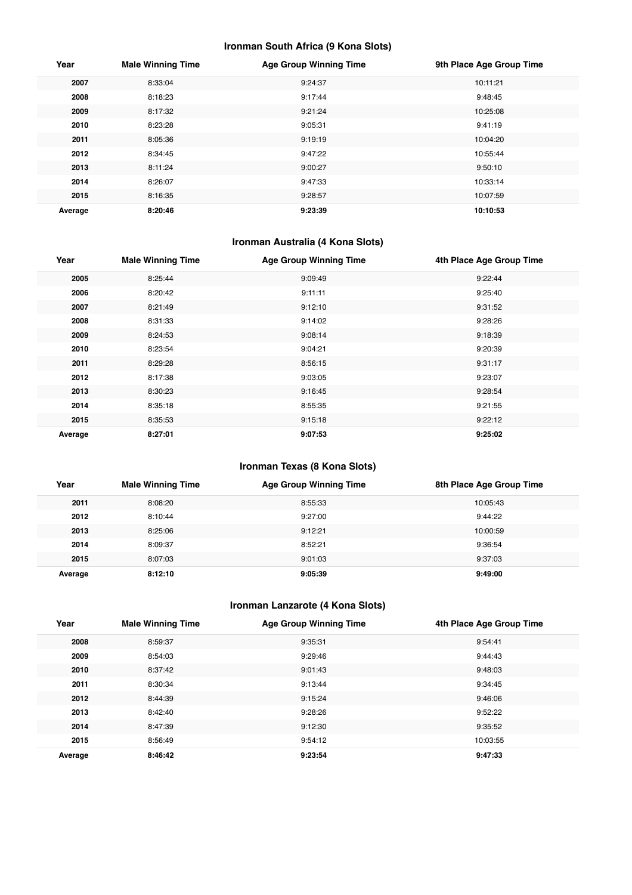### Ironman South Africa (9 Kona Slots)

| Year | Male Winning Time | Age Group Winning Time | 9th Place Age Group Time |
|---|---|---|---|
| **2007** | 8:33:04 | 9:24:37 | 10:11:21 |
| **2008** | 8:18:23 | 9:17:44 | 9:48:45 |
| **2009** | 8:17:32 | 9:21:24 | 10:25:08 |
| **2010** | 8:23:28 | 9:05:31 | 9:41:19 |
| **2011** | 8:05:36 | 9:19:19 | 10:04:20 |
| **2012** | 8:34:45 | 9:47:22 | 10:55:44 |
| **2013** | 8:11:24 | 9:00:27 | 9:50:10 |
| **2014** | 8:26:07 | 9:47:33 | 10:33:14 |
| **2015** | 8:16:35 | 9:28:57 | 10:07:59 |
| **Average** | **8:20:46** | **9:23:39** | **10:10:53** |

### Ironman Australia (4 Kona Slots)

| Year | Male Winning Time | Age Group Winning Time | 4th Place Age Group Time |
|---|---|---|---|
| **2005** | 8:25:44 | 9:09:49 | 9:22:44 |
| **2006** | 8:20:42 | 9:11:11 | 9:25:40 |
| **2007** | 8:21:49 | 9:12:10 | 9:31:52 |
| **2008** | 8:31:33 | 9:14:02 | 9:28:26 |
| **2009** | 8:24:53 | 9:08:14 | 9:18:39 |
| **2010** | 8:23:54 | 9:04:21 | 9:20:39 |
| **2011** | 8:29:28 | 8:56:15 | 9:31:17 |
| **2012** | 8:17:38 | 9:03:05 | 9:23:07 |
| **2013** | 8:30:23 | 9:16:45 | 9:28:54 |
| **2014** | 8:35:18 | 8:55:35 | 9:21:55 |
| **2015** | 8:35:53 | 9:15:18 | 9:22:12 |
| **Average** | **8:27:01** | **9:07:53** | **9:25:02** |

### Ironman Texas (8 Kona Slots)

| Year | Male Winning Time | Age Group Winning Time | 8th Place Age Group Time |
|---|---|---|---|
| **2011** | 8:08:20 | 8:55:33 | 10:05:43 |
| **2012** | 8:10:44 | 9:27:00 | 9:44:22 |
| **2013** | 8:25:06 | 9:12:21 | 10:00:59 |
| **2014** | 8:09:37 | 8:52:21 | 9:36:54 |
| **2015** | 8:07:03 | 9:01:03 | 9:37:03 |
| **Average** | **8:12:10** | **9:05:39** | **9:49:00** |

### Ironman Lanzarote (4 Kona Slots)

| Year | Male Winning Time | Age Group Winning Time | 4th Place Age Group Time |
|---|---|---|---|
| **2008** | 8:59:37 | 9:35:31 | 9:54:41 |
| **2009** | 8:54:03 | 9:29:46 | 9:44:43 |
| **2010** | 8:37:42 | 9:01:43 | 9:48:03 |
| **2011** | 8:30:34 | 9:13:44 | 9:34:45 |
| **2012** | 8:44:39 | 9:15:24 | 9:46:06 |
| **2013** | 8:42:40 | 9:28:26 | 9:52:22 |
| **2014** | 8:47:39 | 9:12:30 | 9:35:52 |
| **2015** | 8:56:49 | 9:54:12 | 10:03:55 |
| **Average** | **8:46:42** | **9:23:54** | **9:47:33** |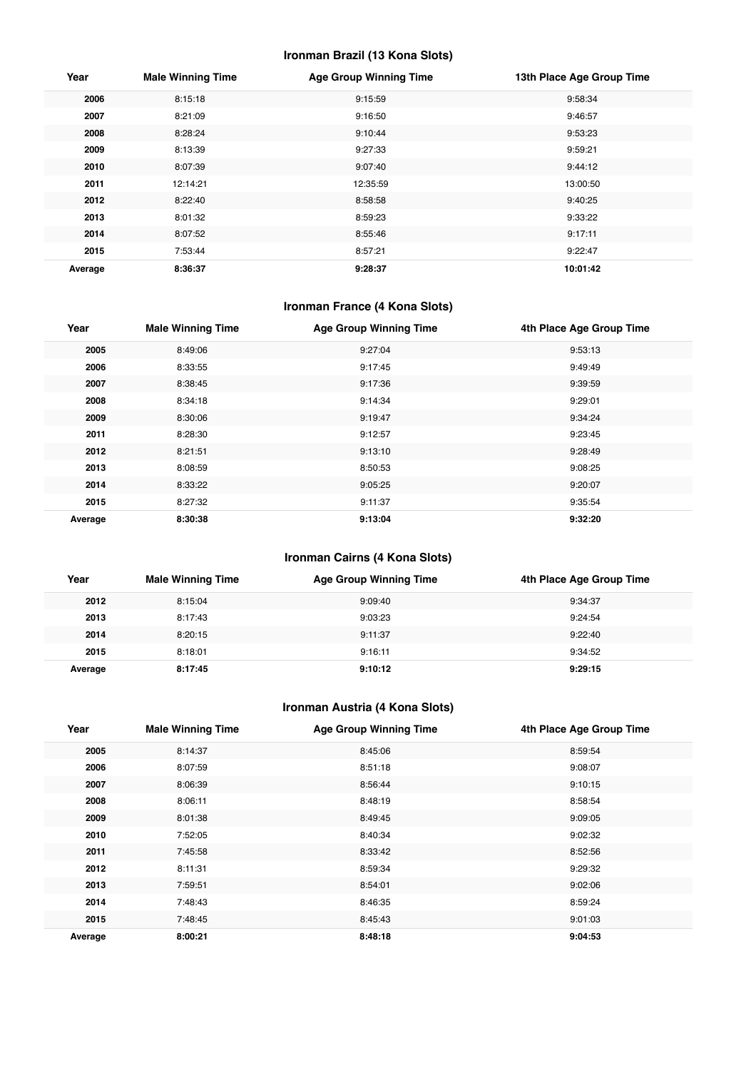### Ironman Brazil (13 Kona Slots)

| Year | Male Winning Time | Age Group Winning Time | 13th Place Age Group Time |
|---|---|---|---|
| **2006** | 8:15:18 | 9:15:59 | 9:58:34 |
| **2007** | 8:21:09 | 9:16:50 | 9:46:57 |
| **2008** | 8:28:24 | 9:10:44 | 9:53:23 |
| **2009** | 8:13:39 | 9:27:33 | 9:59:21 |
| **2010** | 8:07:39 | 9:07:40 | 9:44:12 |
| **2011** | 12:14:21 | 12:35:59 | 13:00:50 |
| **2012** | 8:22:40 | 8:58:58 | 9:40:25 |
| **2013** | 8:01:32 | 8:59:23 | 9:33:22 |
| **2014** | 8:07:52 | 8:55:46 | 9:17:11 |
| **2015** | 7:53:44 | 8:57:21 | 9:22:47 |
| **Average** | **8:36:37** | **9:28:37** | **10:01:42** |

### Ironman France (4 Kona Slots)

| Year | Male Winning Time | Age Group Winning Time | 4th Place Age Group Time |
|---|---|---|---|
| **2005** | 8:49:06 | 9:27:04 | 9:53:13 |
| **2006** | 8:33:55 | 9:17:45 | 9:49:49 |
| **2007** | 8:38:45 | 9:17:36 | 9:39:59 |
| **2008** | 8:34:18 | 9:14:34 | 9:29:01 |
| **2009** | 8:30:06 | 9:19:47 | 9:34:24 |
| **2011** | 8:28:30 | 9:12:57 | 9:23:45 |
| **2012** | 8:21:51 | 9:13:10 | 9:28:49 |
| **2013** | 8:08:59 | 8:50:53 | 9:08:25 |
| **2014** | 8:33:22 | 9:05:25 | 9:20:07 |
| **2015** | 8:27:32 | 9:11:37 | 9:35:54 |
| **Average** | **8:30:38** | **9:13:04** | **9:32:20** |

### Ironman Cairns (4 Kona Slots)

| Year | Male Winning Time | Age Group Winning Time | 4th Place Age Group Time |
|---|---|---|---|
| **2012** | 8:15:04 | 9:09:40 | 9:34:37 |
| **2013** | 8:17:43 | 9:03:23 | 9:24:54 |
| **2014** | 8:20:15 | 9:11:37 | 9:22:40 |
| **2015** | 8:18:01 | 9:16:11 | 9:34:52 |
| **Average** | **8:17:45** | **9:10:12** | **9:29:15** |

### Ironman Austria (4 Kona Slots)

| Year | Male Winning Time | Age Group Winning Time | 4th Place Age Group Time |
|---|---|---|---|
| **2005** | 8:14:37 | 8:45:06 | 8:59:54 |
| **2006** | 8:07:59 | 8:51:18 | 9:08:07 |
| **2007** | 8:06:39 | 8:56:44 | 9:10:15 |
| **2008** | 8:06:11 | 8:48:19 | 8:58:54 |
| **2009** | 8:01:38 | 8:49:45 | 9:09:05 |
| **2010** | 7:52:05 | 8:40:34 | 9:02:32 |
| **2011** | 7:45:58 | 8:33:42 | 8:52:56 |
| **2012** | 8:11:31 | 8:59:34 | 9:29:32 |
| **2013** | 7:59:51 | 8:54:01 | 9:02:06 |
| **2014** | 7:48:43 | 8:46:35 | 8:59:24 |
| **2015** | 7:48:45 | 8:45:43 | 9:01:03 |
| **Average** | **8:00:21** | **8:48:18** | **9:04:53** |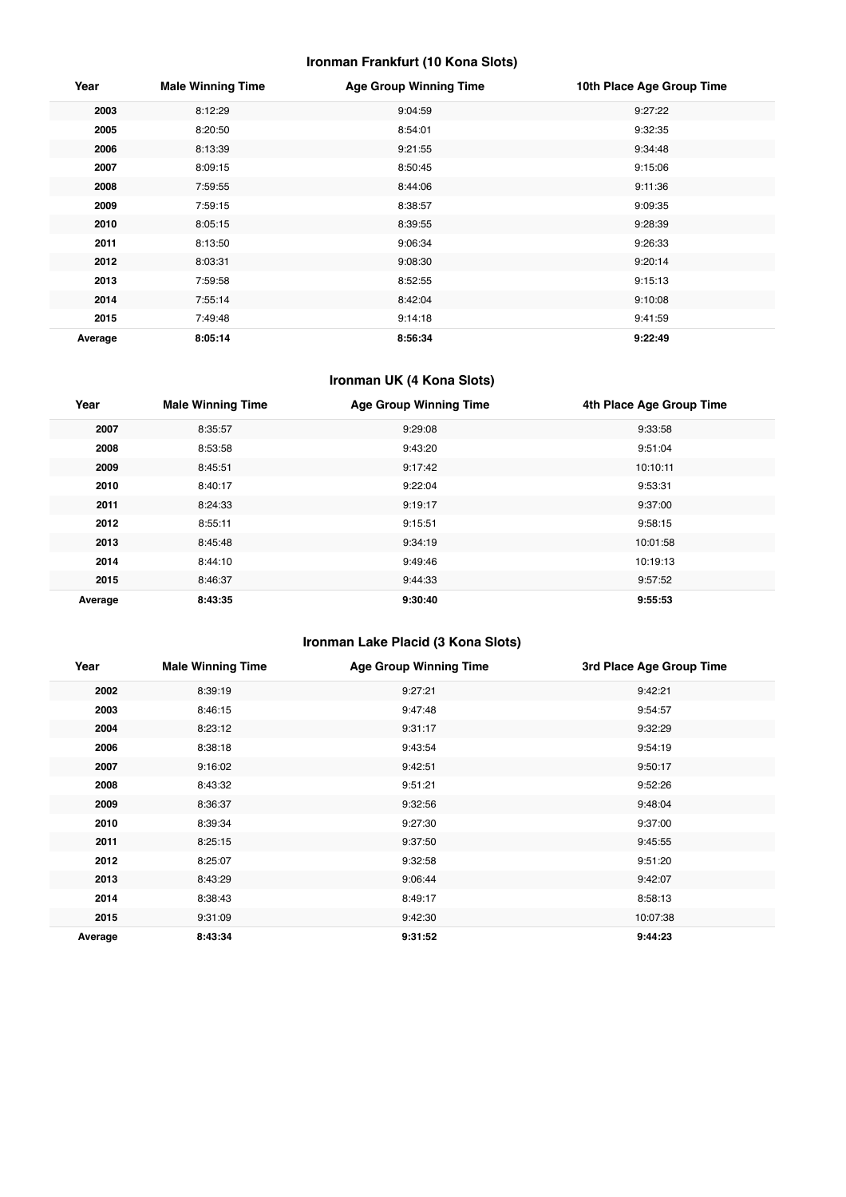## Ironman Frankfurt (10 Kona Slots)

| Year | Male Winning Time | Age Group Winning Time | 10th Place Age Group Time |
|---|---|---|---|
| **2003** | 8:12:29 | 9:04:59 | 9:27:22 |
| **2005** | 8:20:50 | 8:54:01 | 9:32:35 |
| **2006** | 8:13:39 | 9:21:55 | 9:34:48 |
| **2007** | 8:09:15 | 8:50:45 | 9:15:06 |
| **2008** | 7:59:55 | 8:44:06 | 9:11:36 |
| **2009** | 7:59:15 | 8:38:57 | 9:09:35 |
| **2010** | 8:05:15 | 8:39:55 | 9:28:39 |
| **2011** | 8:13:50 | 9:06:34 | 9:26:33 |
| **2012** | 8:03:31 | 9:08:30 | 9:20:14 |
| **2013** | 7:59:58 | 8:52:55 | 9:15:13 |
| **2014** | 7:55:14 | 8:42:04 | 9:10:08 |
| **2015** | 7:49:48 | 9:14:18 | 9:41:59 |
| **Average** | **8:05:14** | **8:56:34** | **9:22:49** |

## Ironman UK (4 Kona Slots)

| Year | Male Winning Time | Age Group Winning Time | 4th Place Age Group Time |
|---|---|---|---|
| **2007** | 8:35:57 | 9:29:08 | 9:33:58 |
| **2008** | 8:53:58 | 9:43:20 | 9:51:04 |
| **2009** | 8:45:51 | 9:17:42 | 10:10:11 |
| **2010** | 8:40:17 | 9:22:04 | 9:53:31 |
| **2011** | 8:24:33 | 9:19:17 | 9:37:00 |
| **2012** | 8:55:11 | 9:15:51 | 9:58:15 |
| **2013** | 8:45:48 | 9:34:19 | 10:01:58 |
| **2014** | 8:44:10 | 9:49:46 | 10:19:13 |
| **2015** | 8:46:37 | 9:44:33 | 9:57:52 |
| **Average** | **8:43:35** | **9:30:40** | **9:55:53** |

## Ironman Lake Placid (3 Kona Slots)

| Year | Male Winning Time | Age Group Winning Time | 3rd Place Age Group Time |
|---|---|---|---|
| **2002** | 8:39:19 | 9:27:21 | 9:42:21 |
| **2003** | 8:46:15 | 9:47:48 | 9:54:57 |
| **2004** | 8:23:12 | 9:31:17 | 9:32:29 |
| **2006** | 8:38:18 | 9:43:54 | 9:54:19 |
| **2007** | 9:16:02 | 9:42:51 | 9:50:17 |
| **2008** | 8:43:32 | 9:51:21 | 9:52:26 |
| **2009** | 8:36:37 | 9:32:56 | 9:48:04 |
| **2010** | 8:39:34 | 9:27:30 | 9:37:00 |
| **2011** | 8:25:15 | 9:37:50 | 9:45:55 |
| **2012** | 8:25:07 | 9:32:58 | 9:51:20 |
| **2013** | 8:43:29 | 9:06:44 | 9:42:07 |
| **2014** | 8:38:43 | 8:49:17 | 8:58:13 |
| **2015** | 9:31:09 | 9:42:30 | 10:07:38 |
| **Average** | **8:43:34** | **9:31:52** | **9:44:23** |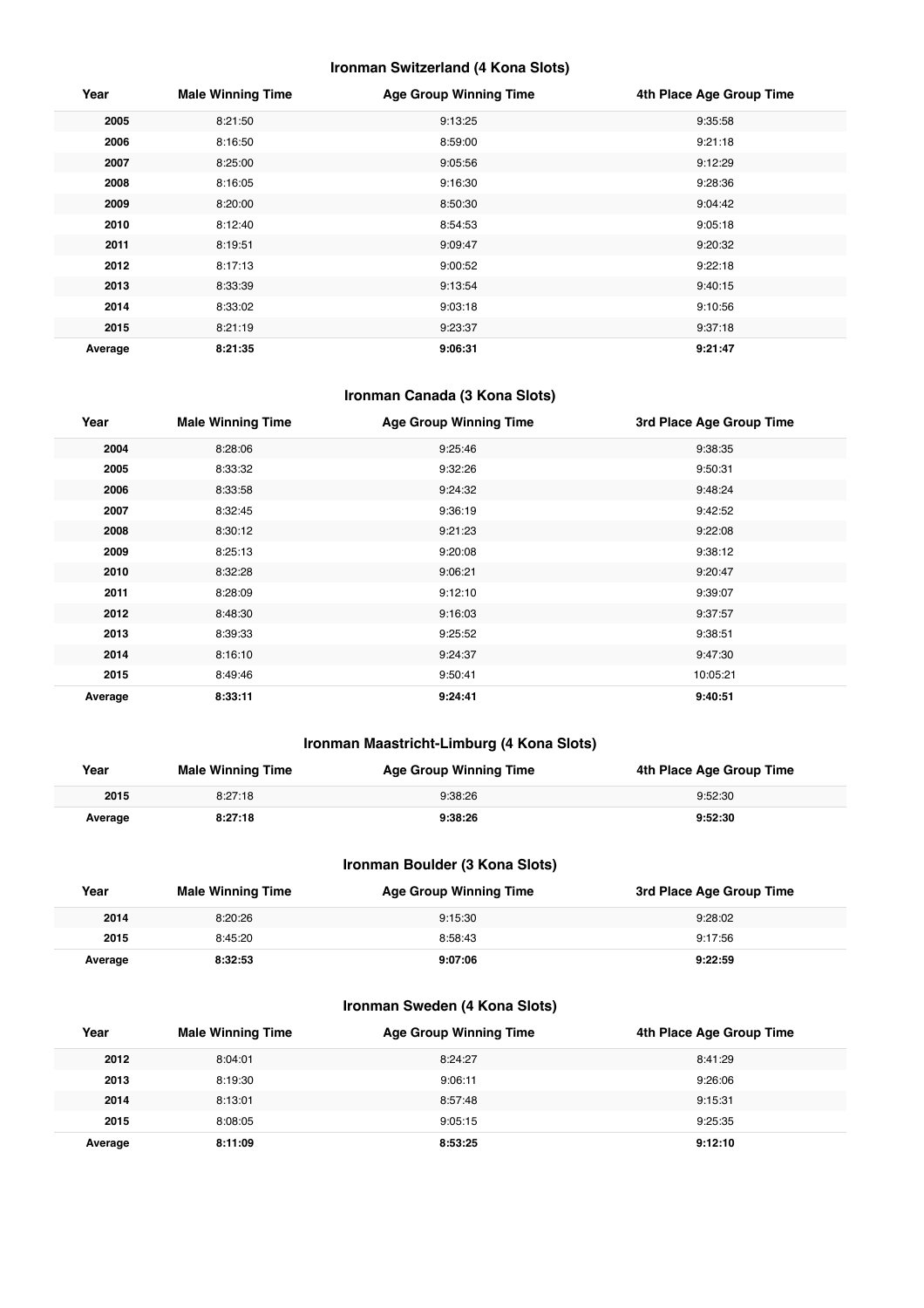### Ironman Switzerland (4 Kona Slots)

| Year | Male Winning Time | Age Group Winning Time | 4th Place Age Group Time |
|---|---|---|---|
| **2005** | 8:21:50 | 9:13:25 | 9:35:58 |
| **2006** | 8:16:50 | 8:59:00 | 9:21:18 |
| **2007** | 8:25:00 | 9:05:56 | 9:12:29 |
| **2008** | 8:16:05 | 9:16:30 | 9:28:36 |
| **2009** | 8:20:00 | 8:50:30 | 9:04:42 |
| **2010** | 8:12:40 | 8:54:53 | 9:05:18 |
| **2011** | 8:19:51 | 9:09:47 | 9:20:32 |
| **2012** | 8:17:13 | 9:00:52 | 9:22:18 |
| **2013** | 8:33:39 | 9:13:54 | 9:40:15 |
| **2014** | 8:33:02 | 9:03:18 | 9:10:56 |
| **2015** | 8:21:19 | 9:23:37 | 9:37:18 |
| **Average** | **8:21:35** | **9:06:31** | **9:21:47** |

### Ironman Canada (3 Kona Slots)

| Year | Male Winning Time | Age Group Winning Time | 3rd Place Age Group Time |
|---|---|---|---|
| **2004** | 8:28:06 | 9:25:46 | 9:38:35 |
| **2005** | 8:33:32 | 9:32:26 | 9:50:31 |
| **2006** | 8:33:58 | 9:24:32 | 9:48:24 |
| **2007** | 8:32:45 | 9:36:19 | 9:42:52 |
| **2008** | 8:30:12 | 9:21:23 | 9:22:08 |
| **2009** | 8:25:13 | 9:20:08 | 9:38:12 |
| **2010** | 8:32:28 | 9:06:21 | 9:20:47 |
| **2011** | 8:28:09 | 9:12:10 | 9:39:07 |
| **2012** | 8:48:30 | 9:16:03 | 9:37:57 |
| **2013** | 8:39:33 | 9:25:52 | 9:38:51 |
| **2014** | 8:16:10 | 9:24:37 | 9:47:30 |
| **2015** | 8:49:46 | 9:50:41 | 10:05:21 |
| **Average** | **8:33:11** | **9:24:41** | **9:40:51** |

### Ironman Maastricht-Limburg (4 Kona Slots)

| Year | Male Winning Time | Age Group Winning Time | 4th Place Age Group Time |
|---|---|---|---|
| **2015** | 8:27:18 | 9:38:26 | 9:52:30 |
| **Average** | **8:27:18** | **9:38:26** | **9:52:30** |

### Ironman Boulder (3 Kona Slots)

| Year | Male Winning Time | Age Group Winning Time | 3rd Place Age Group Time |
|---|---|---|---|
| **2014** | 8:20:26 | 9:15:30 | 9:28:02 |
| **2015** | 8:45:20 | 8:58:43 | 9:17:56 |
| **Average** | **8:32:53** | **9:07:06** | **9:22:59** |

### Ironman Sweden (4 Kona Slots)

| Year | Male Winning Time | Age Group Winning Time | 4th Place Age Group Time |
|---|---|---|---|
| **2012** | 8:04:01 | 8:24:27 | 8:41:29 |
| **2013** | 8:19:30 | 9:06:11 | 9:26:06 |
| **2014** | 8:13:01 | 8:57:48 | 9:15:31 |
| **2015** | 8:08:05 | 9:05:15 | 9:25:35 |
| **Average** | **8:11:09** | **8:53:25** | **9:12:10** |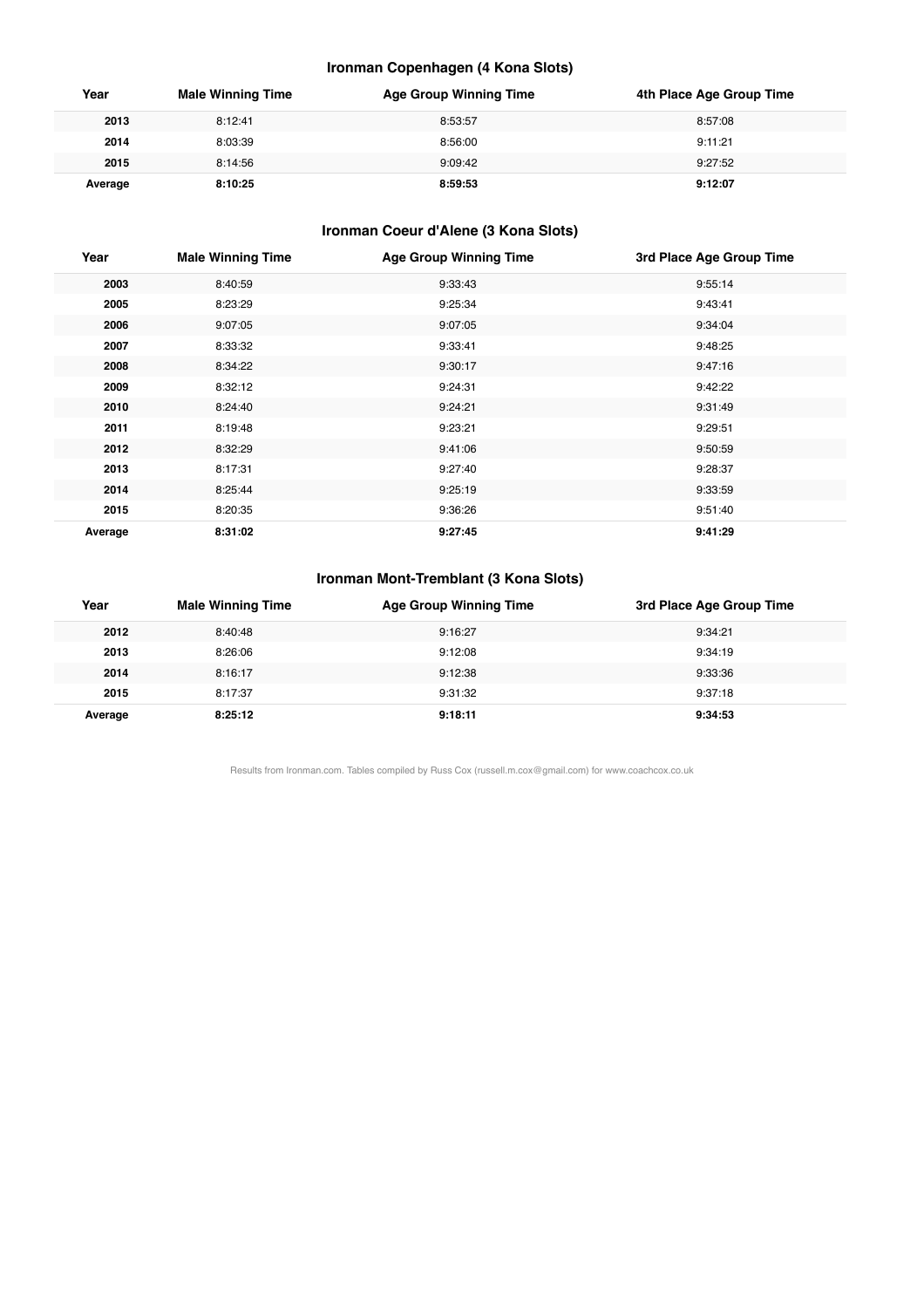### Ironman Copenhagen (4 Kona Slots)

| Year | Male Winning Time | Age Group Winning Time | 4th Place Age Group Time |
|---|---|---|---|
| **2013** | 8:12:41 | 8:53:57 | 8:57:08 |
| **2014** | 8:03:39 | 8:56:00 | 9:11:21 |
| **2015** | 8:14:56 | 9:09:42 | 9:27:52 |
| **Average** | **8:10:25** | **8:59:53** | **9:12:07** |

### Ironman Coeur d'Alene (3 Kona Slots)

| Year | Male Winning Time | Age Group Winning Time | 3rd Place Age Group Time |
|---|---|---|---|
| **2003** | 8:40:59 | 9:33:43 | 9:55:14 |
| **2005** | 8:23:29 | 9:25:34 | 9:43:41 |
| **2006** | 9:07:05 | 9:07:05 | 9:34:04 |
| **2007** | 8:33:32 | 9:33:41 | 9:48:25 |
| **2008** | 8:34:22 | 9:30:17 | 9:47:16 |
| **2009** | 8:32:12 | 9:24:31 | 9:42:22 |
| **2010** | 8:24:40 | 9:24:21 | 9:31:49 |
| **2011** | 8:19:48 | 9:23:21 | 9:29:51 |
| **2012** | 8:32:29 | 9:41:06 | 9:50:59 |
| **2013** | 8:17:31 | 9:27:40 | 9:28:37 |
| **2014** | 8:25:44 | 9:25:19 | 9:33:59 |
| **2015** | 8:20:35 | 9:36:26 | 9:51:40 |
| **Average** | **8:31:02** | **9:27:45** | **9:41:29** |

### Ironman Mont-Tremblant (3 Kona Slots)

| Year | Male Winning Time | Age Group Winning Time | 3rd Place Age Group Time |
|---|---|---|---|
| **2012** | 8:40:48 | 9:16:27 | 9:34:21 |
| **2013** | 8:26:06 | 9:12:08 | 9:34:19 |
| **2014** | 8:16:17 | 9:12:38 | 9:33:36 |
| **2015** | 8:17:37 | 9:31:32 | 9:37:18 |
| **Average** | **8:25:12** | **9:18:11** | **9:34:53** |

Results from Ironman.com. Tables compiled by Russ Cox (russell.m.cox@gmail.com) for www.coachcox.co.uk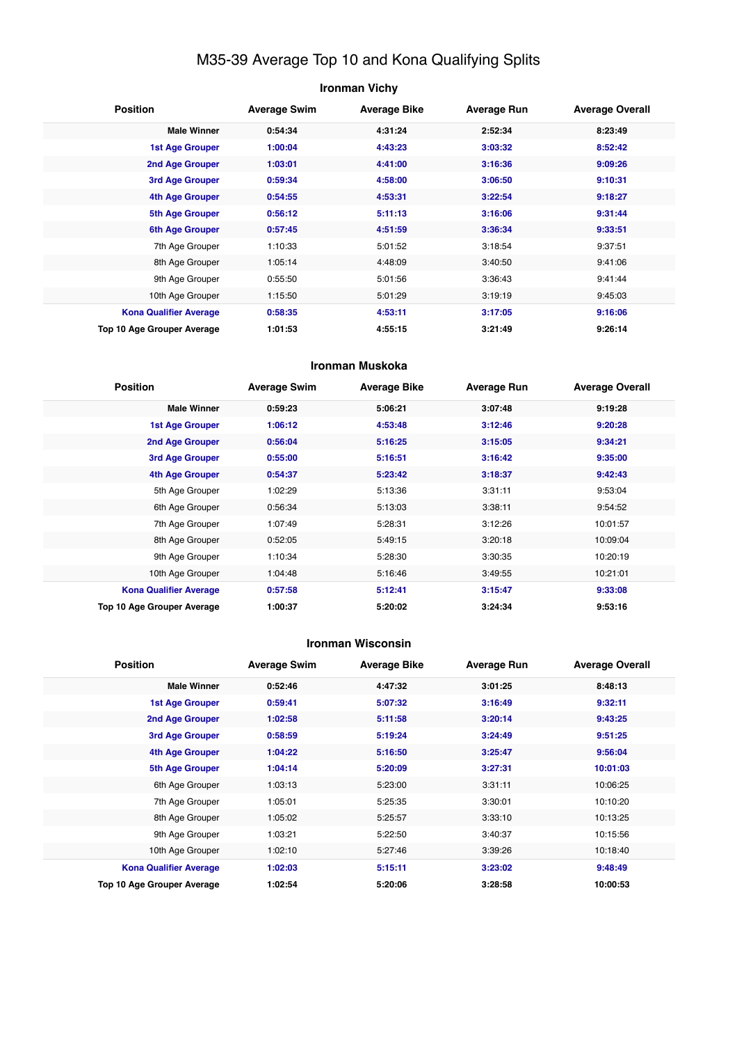# M35-39 Average Top 10 and Kona Qualifying Splits

## Ironman Vichy

| Position | Average Swim | Average Bike | Average Run | Average Overall |
|---|---|---|---|---|
| **Male Winner** | **0:54:34** | **4:31:24** | **2:52:34** | **8:23:49** |
| **1st Age Grouper** | **1:00:04** | **4:43:23** | **3:03:32** | **8:52:42** |
| **2nd Age Grouper** | **1:03:01** | **4:41:00** | **3:16:36** | **9:09:26** |
| **3rd Age Grouper** | **0:59:34** | **4:58:00** | **3:06:50** | **9:10:31** |
| **4th Age Grouper** | **0:54:55** | **4:53:31** | **3:22:54** | **9:18:27** |
| **5th Age Grouper** | **0:56:12** | **5:11:13** | **3:16:06** | **9:31:44** |
| **6th Age Grouper** | **0:57:45** | **4:51:59** | **3:36:34** | **9:33:51** |
| 7th Age Grouper | 1:10:33 | 5:01:52 | 3:18:54 | 9:37:51 |
| 8th Age Grouper | 1:05:14 | 4:48:09 | 3:40:50 | 9:41:06 |
| 9th Age Grouper | 0:55:50 | 5:01:56 | 3:36:43 | 9:41:44 |
| 10th Age Grouper | 1:15:50 | 5:01:29 | 3:19:19 | 9:45:03 |
| **Kona Qualifier Average** | **0:58:35** | **4:53:11** | **3:17:05** | **9:16:06** |
| **Top 10 Age Grouper Average** | **1:01:53** | **4:55:15** | **3:21:49** | **9:26:14** |

## Ironman Muskoka

| Position | Average Swim | Average Bike | Average Run | Average Overall |
|---|---|---|---|---|
| **Male Winner** | **0:59:23** | **5:06:21** | **3:07:48** | **9:19:28** |
| **1st Age Grouper** | **1:06:12** | **4:53:48** | **3:12:46** | **9:20:28** |
| **2nd Age Grouper** | **0:56:04** | **5:16:25** | **3:15:05** | **9:34:21** |
| **3rd Age Grouper** | **0:55:00** | **5:16:51** | **3:16:42** | **9:35:00** |
| **4th Age Grouper** | **0:54:37** | **5:23:42** | **3:18:37** | **9:42:43** |
| 5th Age Grouper | 1:02:29 | 5:13:36 | 3:31:11 | 9:53:04 |
| 6th Age Grouper | 0:56:34 | 5:13:03 | 3:38:11 | 9:54:52 |
| 7th Age Grouper | 1:07:49 | 5:28:31 | 3:12:26 | 10:01:57 |
| 8th Age Grouper | 0:52:05 | 5:49:15 | 3:20:18 | 10:09:04 |
| 9th Age Grouper | 1:10:34 | 5:28:30 | 3:30:35 | 10:20:19 |
| 10th Age Grouper | 1:04:48 | 5:16:46 | 3:49:55 | 10:21:01 |
| **Kona Qualifier Average** | **0:57:58** | **5:12:41** | **3:15:47** | **9:33:08** |
| **Top 10 Age Grouper Average** | **1:00:37** | **5:20:02** | **3:24:34** | **9:53:16** |

## Ironman Wisconsin

| Position | Average Swim | Average Bike | Average Run | Average Overall |
|---|---|---|---|---|
| **Male Winner** | **0:52:46** | **4:47:32** | **3:01:25** | **8:48:13** |
| **1st Age Grouper** | **0:59:41** | **5:07:32** | **3:16:49** | **9:32:11** |
| **2nd Age Grouper** | **1:02:58** | **5:11:58** | **3:20:14** | **9:43:25** |
| **3rd Age Grouper** | **0:58:59** | **5:19:24** | **3:24:49** | **9:51:25** |
| **4th Age Grouper** | **1:04:22** | **5:16:50** | **3:25:47** | **9:56:04** |
| **5th Age Grouper** | **1:04:14** | **5:20:09** | **3:27:31** | **10:01:03** |
| 6th Age Grouper | 1:03:13 | 5:23:00 | 3:31:11 | 10:06:25 |
| 7th Age Grouper | 1:05:01 | 5:25:35 | 3:30:01 | 10:10:20 |
| 8th Age Grouper | 1:05:02 | 5:25:57 | 3:33:10 | 10:13:25 |
| 9th Age Grouper | 1:03:21 | 5:22:50 | 3:40:37 | 10:15:56 |
| 10th Age Grouper | 1:02:10 | 5:27:46 | 3:39:26 | 10:18:40 |
| **Kona Qualifier Average** | **1:02:03** | **5:15:11** | **3:23:02** | **9:48:49** |
| **Top 10 Age Grouper Average** | **1:02:54** | **5:20:06** | **3:28:58** | **10:00:53** |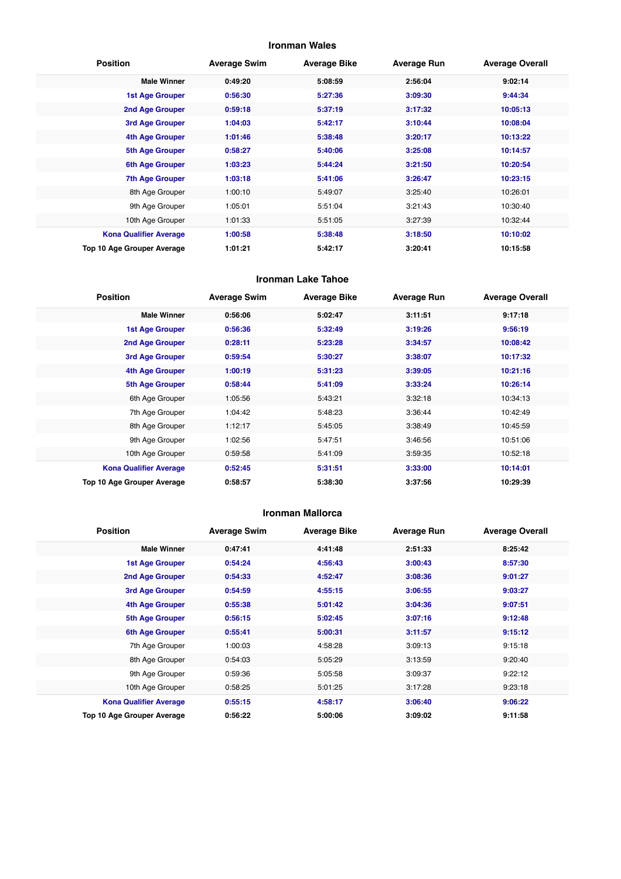## Ironman Wales

| Position | Average Swim | Average Bike | Average Run | Average Overall |
|---|---|---|---|---|
| **Male Winner** | **0:49:20** | **5:08:59** | **2:56:04** | **9:02:14** |
| **1st Age Grouper** | **0:56:30** | **5:27:36** | **3:09:30** | **9:44:34** |
| **2nd Age Grouper** | **0:59:18** | **5:37:19** | **3:17:32** | **10:05:13** |
| **3rd Age Grouper** | **1:04:03** | **5:42:17** | **3:10:44** | **10:08:04** |
| **4th Age Grouper** | **1:01:46** | **5:38:48** | **3:20:17** | **10:13:22** |
| **5th Age Grouper** | **0:58:27** | **5:40:06** | **3:25:08** | **10:14:57** |
| **6th Age Grouper** | **1:03:23** | **5:44:24** | **3:21:50** | **10:20:54** |
| **7th Age Grouper** | **1:03:18** | **5:41:06** | **3:26:47** | **10:23:15** |
| 8th Age Grouper | 1:00:10 | 5:49:07 | 3:25:40 | 10:26:01 |
| 9th Age Grouper | 1:05:01 | 5:51:04 | 3:21:43 | 10:30:40 |
| 10th Age Grouper | 1:01:33 | 5:51:05 | 3:27:39 | 10:32:44 |
| **Kona Qualifier Average** | **1:00:58** | **5:38:48** | **3:18:50** | **10:10:02** |
| **Top 10 Age Grouper Average** | **1:01:21** | **5:42:17** | **3:20:41** | **10:15:58** |

## Ironman Lake Tahoe

| Position | Average Swim | Average Bike | Average Run | Average Overall |
|---|---|---|---|---|
| **Male Winner** | **0:56:06** | **5:02:47** | **3:11:51** | **9:17:18** |
| **1st Age Grouper** | **0:56:36** | **5:32:49** | **3:19:26** | **9:56:19** |
| **2nd Age Grouper** | **0:28:11** | **5:23:28** | **3:34:57** | **10:08:42** |
| **3rd Age Grouper** | **0:59:54** | **5:30:27** | **3:38:07** | **10:17:32** |
| **4th Age Grouper** | **1:00:19** | **5:31:23** | **3:39:05** | **10:21:16** |
| **5th Age Grouper** | **0:58:44** | **5:41:09** | **3:33:24** | **10:26:14** |
| 6th Age Grouper | 1:05:56 | 5:43:21 | 3:32:18 | 10:34:13 |
| 7th Age Grouper | 1:04:42 | 5:48:23 | 3:36:44 | 10:42:49 |
| 8th Age Grouper | 1:12:17 | 5:45:05 | 3:38:49 | 10:45:59 |
| 9th Age Grouper | 1:02:56 | 5:47:51 | 3:46:56 | 10:51:06 |
| 10th Age Grouper | 0:59:58 | 5:41:09 | 3:59:35 | 10:52:18 |
| **Kona Qualifier Average** | **0:52:45** | **5:31:51** | **3:33:00** | **10:14:01** |
| **Top 10 Age Grouper Average** | **0:58:57** | **5:38:30** | **3:37:56** | **10:29:39** |

## Ironman Mallorca

| Position | Average Swim | Average Bike | Average Run | Average Overall |
|---|---|---|---|---|
| **Male Winner** | **0:47:41** | **4:41:48** | **2:51:33** | **8:25:42** |
| **1st Age Grouper** | **0:54:24** | **4:56:43** | **3:00:43** | **8:57:30** |
| **2nd Age Grouper** | **0:54:33** | **4:52:47** | **3:08:36** | **9:01:27** |
| **3rd Age Grouper** | **0:54:59** | **4:55:15** | **3:06:55** | **9:03:27** |
| **4th Age Grouper** | **0:55:38** | **5:01:42** | **3:04:36** | **9:07:51** |
| **5th Age Grouper** | **0:56:15** | **5:02:45** | **3:07:16** | **9:12:48** |
| **6th Age Grouper** | **0:55:41** | **5:00:31** | **3:11:57** | **9:15:12** |
| 7th Age Grouper | 1:00:03 | 4:58:28 | 3:09:13 | 9:15:18 |
| 8th Age Grouper | 0:54:03 | 5:05:29 | 3:13:59 | 9:20:40 |
| 9th Age Grouper | 0:59:36 | 5:05:58 | 3:09:37 | 9:22:12 |
| 10th Age Grouper | 0:58:25 | 5:01:25 | 3:17:28 | 9:23:18 |
| **Kona Qualifier Average** | **0:55:15** | **4:58:17** | **3:06:40** | **9:06:22** |
| **Top 10 Age Grouper Average** | **0:56:22** | **5:00:06** | **3:09:02** | **9:11:58** |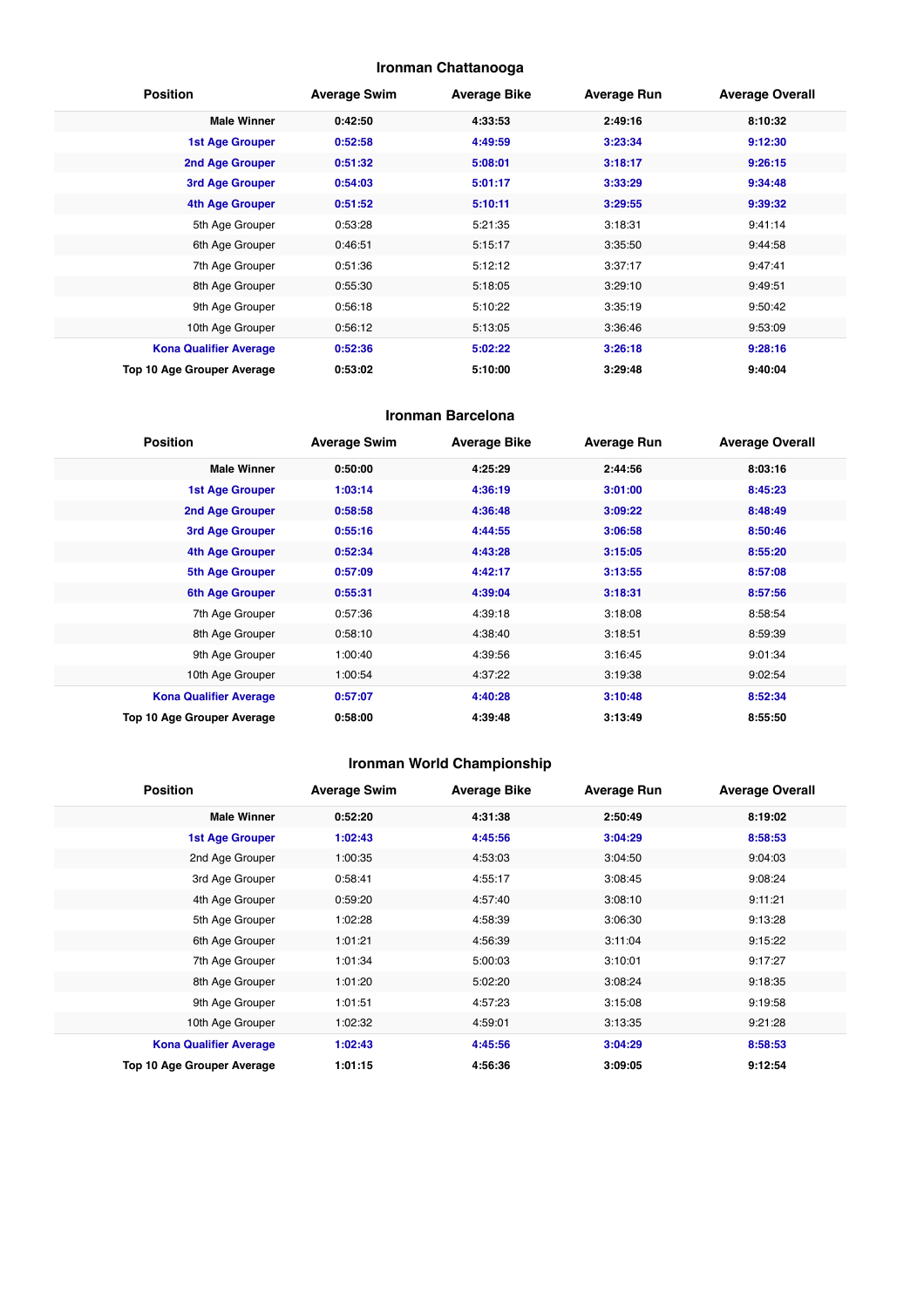### Ironman Chattanooga

| Position | Average Swim | Average Bike | Average Run | Average Overall |
|---|---|---|---|---|
| **Male Winner** | **0:42:50** | **4:33:53** | **2:49:16** | **8:10:32** |
| **1st Age Grouper** | **0:52:58** | **4:49:59** | **3:23:34** | **9:12:30** |
| **2nd Age Grouper** | **0:51:32** | **5:08:01** | **3:18:17** | **9:26:15** |
| **3rd Age Grouper** | **0:54:03** | **5:01:17** | **3:33:29** | **9:34:48** |
| **4th Age Grouper** | **0:51:52** | **5:10:11** | **3:29:55** | **9:39:32** |
| 5th Age Grouper | 0:53:28 | 5:21:35 | 3:18:31 | 9:41:14 |
| 6th Age Grouper | 0:46:51 | 5:15:17 | 3:35:50 | 9:44:58 |
| 7th Age Grouper | 0:51:36 | 5:12:12 | 3:37:17 | 9:47:41 |
| 8th Age Grouper | 0:55:30 | 5:18:05 | 3:29:10 | 9:49:51 |
| 9th Age Grouper | 0:56:18 | 5:10:22 | 3:35:19 | 9:50:42 |
| 10th Age Grouper | 0:56:12 | 5:13:05 | 3:36:46 | 9:53:09 |
| **Kona Qualifier Average** | **0:52:36** | **5:02:22** | **3:26:18** | **9:28:16** |
| **Top 10 Age Grouper Average** | **0:53:02** | **5:10:00** | **3:29:48** | **9:40:04** |

### Ironman Barcelona

| Position | Average Swim | Average Bike | Average Run | Average Overall |
|---|---|---|---|---|
| **Male Winner** | **0:50:00** | **4:25:29** | **2:44:56** | **8:03:16** |
| **1st Age Grouper** | **1:03:14** | **4:36:19** | **3:01:00** | **8:45:23** |
| **2nd Age Grouper** | **0:58:58** | **4:36:48** | **3:09:22** | **8:48:49** |
| **3rd Age Grouper** | **0:55:16** | **4:44:55** | **3:06:58** | **8:50:46** |
| **4th Age Grouper** | **0:52:34** | **4:43:28** | **3:15:05** | **8:55:20** |
| **5th Age Grouper** | **0:57:09** | **4:42:17** | **3:13:55** | **8:57:08** |
| **6th Age Grouper** | **0:55:31** | **4:39:04** | **3:18:31** | **8:57:56** |
| 7th Age Grouper | 0:57:36 | 4:39:18 | 3:18:08 | 8:58:54 |
| 8th Age Grouper | 0:58:10 | 4:38:40 | 3:18:51 | 8:59:39 |
| 9th Age Grouper | 1:00:40 | 4:39:56 | 3:16:45 | 9:01:34 |
| 10th Age Grouper | 1:00:54 | 4:37:22 | 3:19:38 | 9:02:54 |
| **Kona Qualifier Average** | **0:57:07** | **4:40:28** | **3:10:48** | **8:52:34** |
| **Top 10 Age Grouper Average** | **0:58:00** | **4:39:48** | **3:13:49** | **8:55:50** |

### Ironman World Championship

| Position | Average Swim | Average Bike | Average Run | Average Overall |
|---|---|---|---|---|
| **Male Winner** | **0:52:20** | **4:31:38** | **2:50:49** | **8:19:02** |
| **1st Age Grouper** | **1:02:43** | **4:45:56** | **3:04:29** | **8:58:53** |
| 2nd Age Grouper | 1:00:35 | 4:53:03 | 3:04:50 | 9:04:03 |
| 3rd Age Grouper | 0:58:41 | 4:55:17 | 3:08:45 | 9:08:24 |
| 4th Age Grouper | 0:59:20 | 4:57:40 | 3:08:10 | 9:11:21 |
| 5th Age Grouper | 1:02:28 | 4:58:39 | 3:06:30 | 9:13:28 |
| 6th Age Grouper | 1:01:21 | 4:56:39 | 3:11:04 | 9:15:22 |
| 7th Age Grouper | 1:01:34 | 5:00:03 | 3:10:01 | 9:17:27 |
| 8th Age Grouper | 1:01:20 | 5:02:20 | 3:08:24 | 9:18:35 |
| 9th Age Grouper | 1:01:51 | 4:57:23 | 3:15:08 | 9:19:58 |
| 10th Age Grouper | 1:02:32 | 4:59:01 | 3:13:35 | 9:21:28 |
| **Kona Qualifier Average** | **1:02:43** | **4:45:56** | **3:04:29** | **8:58:53** |
| **Top 10 Age Grouper Average** | **1:01:15** | **4:56:36** | **3:09:05** | **9:12:54** |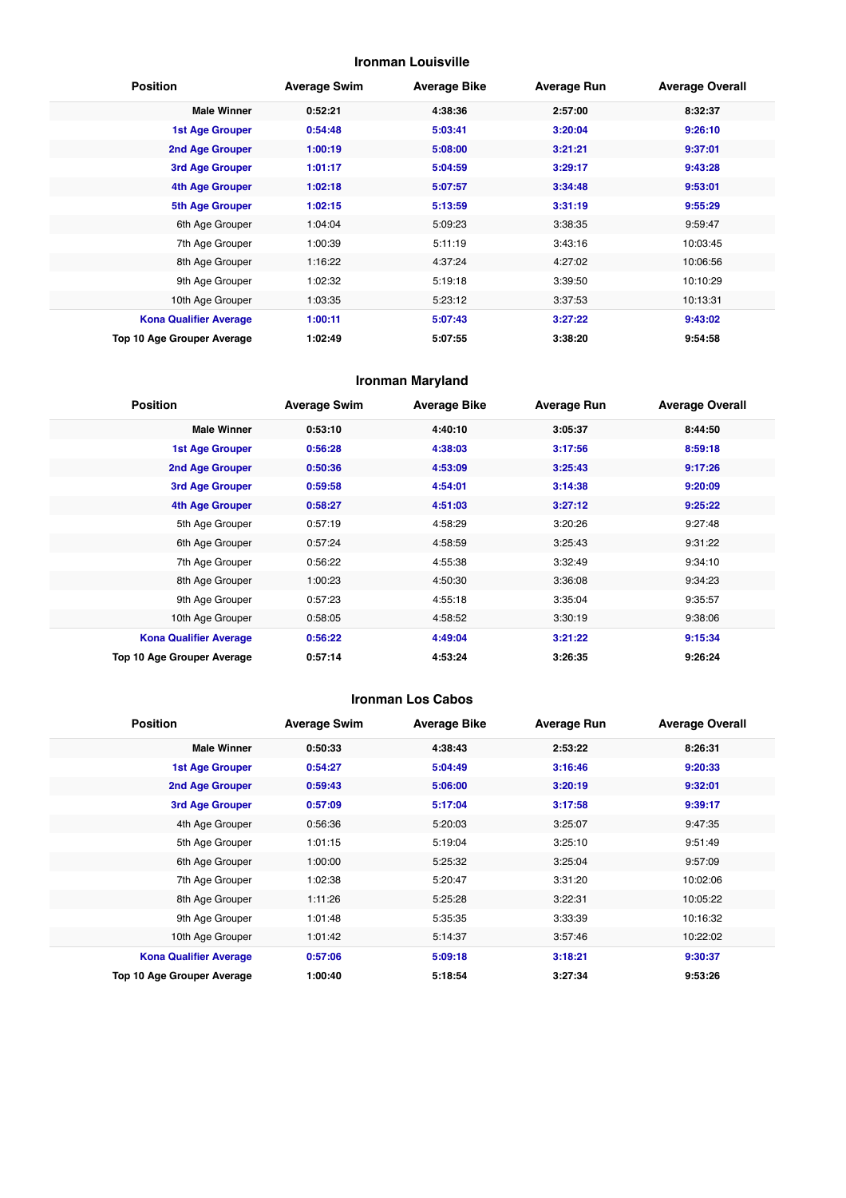## Ironman Louisville

| Position | Average Swim | Average Bike | Average Run | Average Overall |
|---|---|---|---|---|
| **Male Winner** | **0:52:21** | **4:38:36** | **2:57:00** | **8:32:37** |
| **1st Age Grouper** | **0:54:48** | **5:03:41** | **3:20:04** | **9:26:10** |
| **2nd Age Grouper** | **1:00:19** | **5:08:00** | **3:21:21** | **9:37:01** |
| **3rd Age Grouper** | **1:01:17** | **5:04:59** | **3:29:17** | **9:43:28** |
| **4th Age Grouper** | **1:02:18** | **5:07:57** | **3:34:48** | **9:53:01** |
| **5th Age Grouper** | **1:02:15** | **5:13:59** | **3:31:19** | **9:55:29** |
| 6th Age Grouper | 1:04:04 | 5:09:23 | 3:38:35 | 9:59:47 |
| 7th Age Grouper | 1:00:39 | 5:11:19 | 3:43:16 | 10:03:45 |
| 8th Age Grouper | 1:16:22 | 4:37:24 | 4:27:02 | 10:06:56 |
| 9th Age Grouper | 1:02:32 | 5:19:18 | 3:39:50 | 10:10:29 |
| 10th Age Grouper | 1:03:35 | 5:23:12 | 3:37:53 | 10:13:31 |
| **Kona Qualifier Average** | **1:00:11** | **5:07:43** | **3:27:22** | **9:43:02** |
| **Top 10 Age Grouper Average** | **1:02:49** | **5:07:55** | **3:38:20** | **9:54:58** |

## Ironman Maryland

| Position | Average Swim | Average Bike | Average Run | Average Overall |
|---|---|---|---|---|
| **Male Winner** | **0:53:10** | **4:40:10** | **3:05:37** | **8:44:50** |
| **1st Age Grouper** | **0:56:28** | **4:38:03** | **3:17:56** | **8:59:18** |
| **2nd Age Grouper** | **0:50:36** | **4:53:09** | **3:25:43** | **9:17:26** |
| **3rd Age Grouper** | **0:59:58** | **4:54:01** | **3:14:38** | **9:20:09** |
| **4th Age Grouper** | **0:58:27** | **4:51:03** | **3:27:12** | **9:25:22** |
| 5th Age Grouper | 0:57:19 | 4:58:29 | 3:20:26 | 9:27:48 |
| 6th Age Grouper | 0:57:24 | 4:58:59 | 3:25:43 | 9:31:22 |
| 7th Age Grouper | 0:56:22 | 4:55:38 | 3:32:49 | 9:34:10 |
| 8th Age Grouper | 1:00:23 | 4:50:30 | 3:36:08 | 9:34:23 |
| 9th Age Grouper | 0:57:23 | 4:55:18 | 3:35:04 | 9:35:57 |
| 10th Age Grouper | 0:58:05 | 4:58:52 | 3:30:19 | 9:38:06 |
| **Kona Qualifier Average** | **0:56:22** | **4:49:04** | **3:21:22** | **9:15:34** |
| **Top 10 Age Grouper Average** | **0:57:14** | **4:53:24** | **3:26:35** | **9:26:24** |

## Ironman Los Cabos

| Position | Average Swim | Average Bike | Average Run | Average Overall |
|---|---|---|---|---|
| **Male Winner** | **0:50:33** | **4:38:43** | **2:53:22** | **8:26:31** |
| **1st Age Grouper** | **0:54:27** | **5:04:49** | **3:16:46** | **9:20:33** |
| **2nd Age Grouper** | **0:59:43** | **5:06:00** | **3:20:19** | **9:32:01** |
| **3rd Age Grouper** | **0:57:09** | **5:17:04** | **3:17:58** | **9:39:17** |
| 4th Age Grouper | 0:56:36 | 5:20:03 | 3:25:07 | 9:47:35 |
| 5th Age Grouper | 1:01:15 | 5:19:04 | 3:25:10 | 9:51:49 |
| 6th Age Grouper | 1:00:00 | 5:25:32 | 3:25:04 | 9:57:09 |
| 7th Age Grouper | 1:02:38 | 5:20:47 | 3:31:20 | 10:02:06 |
| 8th Age Grouper | 1:11:26 | 5:25:28 | 3:22:31 | 10:05:22 |
| 9th Age Grouper | 1:01:48 | 5:35:35 | 3:33:39 | 10:16:32 |
| 10th Age Grouper | 1:01:42 | 5:14:37 | 3:57:46 | 10:22:02 |
| **Kona Qualifier Average** | **0:57:06** | **5:09:18** | **3:18:21** | **9:30:37** |
| **Top 10 Age Grouper Average** | **1:00:40** | **5:18:54** | **3:27:34** | **9:53:26** |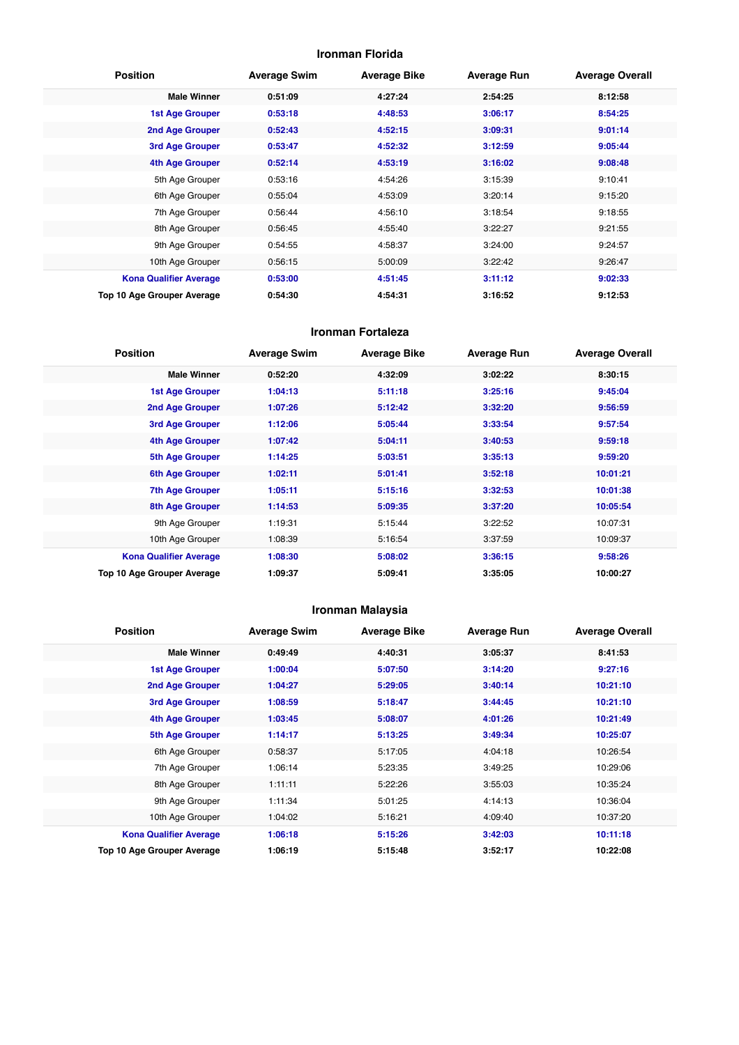## Ironman Florida

| Position | Average Swim | Average Bike | Average Run | Average Overall |
|---|---|---|---|---|
| **Male Winner** | **0:51:09** | **4:27:24** | **2:54:25** | **8:12:58** |
| **1st Age Grouper** | **0:53:18** | **4:48:53** | **3:06:17** | **8:54:25** |
| **2nd Age Grouper** | **0:52:43** | **4:52:15** | **3:09:31** | **9:01:14** |
| **3rd Age Grouper** | **0:53:47** | **4:52:32** | **3:12:59** | **9:05:44** |
| **4th Age Grouper** | **0:52:14** | **4:53:19** | **3:16:02** | **9:08:48** |
| 5th Age Grouper | 0:53:16 | 4:54:26 | 3:15:39 | 9:10:41 |
| 6th Age Grouper | 0:55:04 | 4:53:09 | 3:20:14 | 9:15:20 |
| 7th Age Grouper | 0:56:44 | 4:56:10 | 3:18:54 | 9:18:55 |
| 8th Age Grouper | 0:56:45 | 4:55:40 | 3:22:27 | 9:21:55 |
| 9th Age Grouper | 0:54:55 | 4:58:37 | 3:24:00 | 9:24:57 |
| 10th Age Grouper | 0:56:15 | 5:00:09 | 3:22:42 | 9:26:47 |
| **Kona Qualifier Average** | **0:53:00** | **4:51:45** | **3:11:12** | **9:02:33** |
| **Top 10 Age Grouper Average** | **0:54:30** | **4:54:31** | **3:16:52** | **9:12:53** |

## Ironman Fortaleza

| Position | Average Swim | Average Bike | Average Run | Average Overall |
|---|---|---|---|---|
| **Male Winner** | **0:52:20** | **4:32:09** | **3:02:22** | **8:30:15** |
| **1st Age Grouper** | **1:04:13** | **5:11:18** | **3:25:16** | **9:45:04** |
| **2nd Age Grouper** | **1:07:26** | **5:12:42** | **3:32:20** | **9:56:59** |
| **3rd Age Grouper** | **1:12:06** | **5:05:44** | **3:33:54** | **9:57:54** |
| **4th Age Grouper** | **1:07:42** | **5:04:11** | **3:40:53** | **9:59:18** |
| **5th Age Grouper** | **1:14:25** | **5:03:51** | **3:35:13** | **9:59:20** |
| **6th Age Grouper** | **1:02:11** | **5:01:41** | **3:52:18** | **10:01:21** |
| **7th Age Grouper** | **1:05:11** | **5:15:16** | **3:32:53** | **10:01:38** |
| **8th Age Grouper** | **1:14:53** | **5:09:35** | **3:37:20** | **10:05:54** |
| 9th Age Grouper | 1:19:31 | 5:15:44 | 3:22:52 | 10:07:31 |
| 10th Age Grouper | 1:08:39 | 5:16:54 | 3:37:59 | 10:09:37 |
| **Kona Qualifier Average** | **1:08:30** | **5:08:02** | **3:36:15** | **9:58:26** |
| **Top 10 Age Grouper Average** | **1:09:37** | **5:09:41** | **3:35:05** | **10:00:27** |

## Ironman Malaysia

| Position | Average Swim | Average Bike | Average Run | Average Overall |
|---|---|---|---|---|
| **Male Winner** | **0:49:49** | **4:40:31** | **3:05:37** | **8:41:53** |
| **1st Age Grouper** | **1:00:04** | **5:07:50** | **3:14:20** | **9:27:16** |
| **2nd Age Grouper** | **1:04:27** | **5:29:05** | **3:40:14** | **10:21:10** |
| **3rd Age Grouper** | **1:08:59** | **5:18:47** | **3:44:45** | **10:21:10** |
| **4th Age Grouper** | **1:03:45** | **5:08:07** | **4:01:26** | **10:21:49** |
| **5th Age Grouper** | **1:14:17** | **5:13:25** | **3:49:34** | **10:25:07** |
| 6th Age Grouper | 0:58:37 | 5:17:05 | 4:04:18 | 10:26:54 |
| 7th Age Grouper | 1:06:14 | 5:23:35 | 3:49:25 | 10:29:06 |
| 8th Age Grouper | 1:11:11 | 5:22:26 | 3:55:03 | 10:35:24 |
| 9th Age Grouper | 1:11:34 | 5:01:25 | 4:14:13 | 10:36:04 |
| 10th Age Grouper | 1:04:02 | 5:16:21 | 4:09:40 | 10:37:20 |
| **Kona Qualifier Average** | **1:06:18** | **5:15:26** | **3:42:03** | **10:11:18** |
| **Top 10 Age Grouper Average** | **1:06:19** | **5:15:48** | **3:52:17** | **10:22:08** |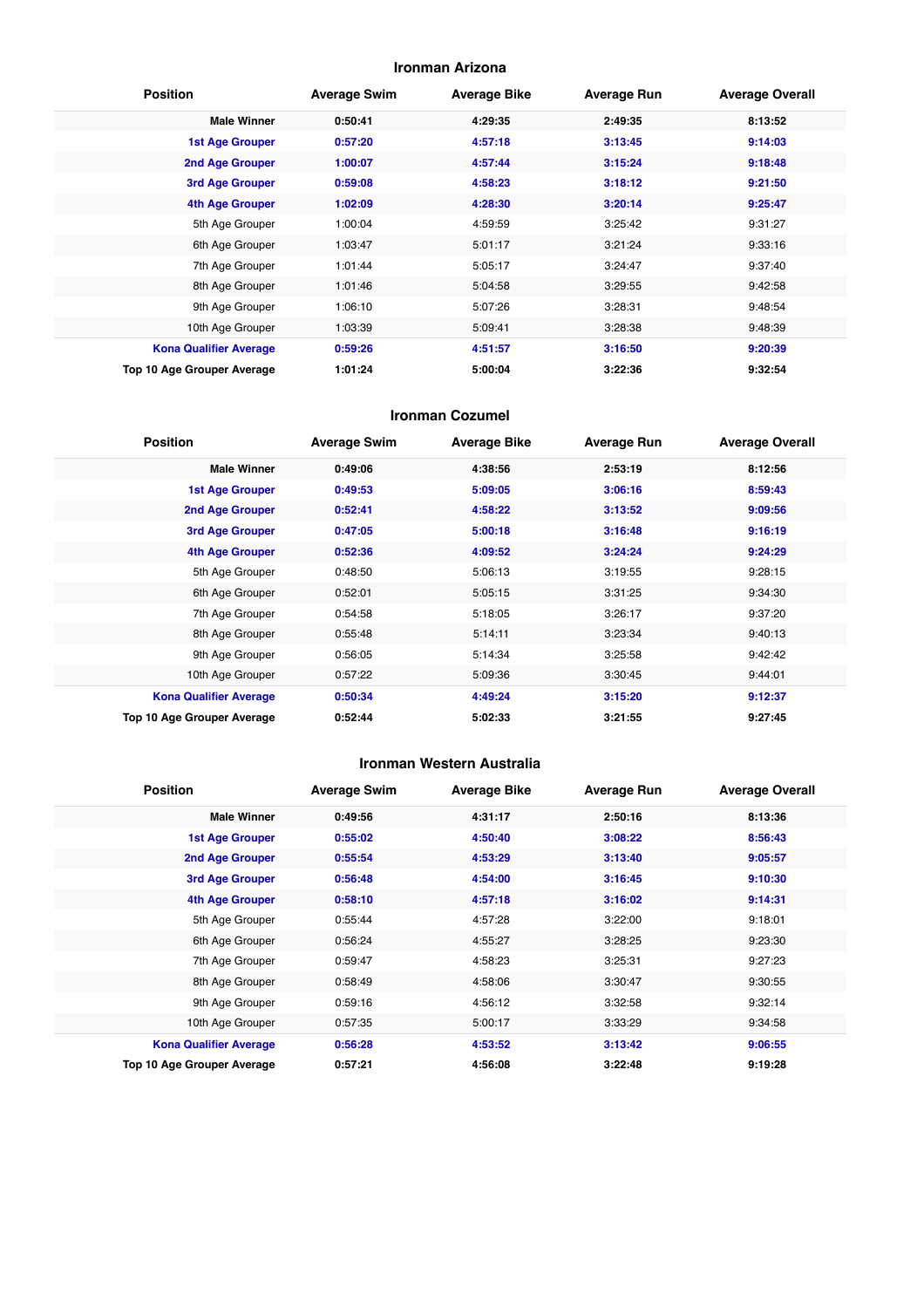### Ironman Arizona

| Position | Average Swim | Average Bike | Average Run | Average Overall |
|---|---|---|---|---|
| **Male Winner** | **0:50:41** | **4:29:35** | **2:49:35** | **8:13:52** |
| **1st Age Grouper** | **0:57:20** | **4:57:18** | **3:13:45** | **9:14:03** |
| **2nd Age Grouper** | **1:00:07** | **4:57:44** | **3:15:24** | **9:18:48** |
| **3rd Age Grouper** | **0:59:08** | **4:58:23** | **3:18:12** | **9:21:50** |
| **4th Age Grouper** | **1:02:09** | **4:28:30** | **3:20:14** | **9:25:47** |
| 5th Age Grouper | 1:00:04 | 4:59:59 | 3:25:42 | 9:31:27 |
| 6th Age Grouper | 1:03:47 | 5:01:17 | 3:21:24 | 9:33:16 |
| 7th Age Grouper | 1:01:44 | 5:05:17 | 3:24:47 | 9:37:40 |
| 8th Age Grouper | 1:01:46 | 5:04:58 | 3:29:55 | 9:42:58 |
| 9th Age Grouper | 1:06:10 | 5:07:26 | 3:28:31 | 9:48:54 |
| 10th Age Grouper | 1:03:39 | 5:09:41 | 3:28:38 | 9:48:39 |
| **Kona Qualifier Average** | **0:59:26** | **4:51:57** | **3:16:50** | **9:20:39** |
| **Top 10 Age Grouper Average** | **1:01:24** | **5:00:04** | **3:22:36** | **9:32:54** |

### Ironman Cozumel

| Position | Average Swim | Average Bike | Average Run | Average Overall |
|---|---|---|---|---|
| **Male Winner** | **0:49:06** | **4:38:56** | **2:53:19** | **8:12:56** |
| **1st Age Grouper** | **0:49:53** | **5:09:05** | **3:06:16** | **8:59:43** |
| **2nd Age Grouper** | **0:52:41** | **4:58:22** | **3:13:52** | **9:09:56** |
| **3rd Age Grouper** | **0:47:05** | **5:00:18** | **3:16:48** | **9:16:19** |
| **4th Age Grouper** | **0:52:36** | **4:09:52** | **3:24:24** | **9:24:29** |
| 5th Age Grouper | 0:48:50 | 5:06:13 | 3:19:55 | 9:28:15 |
| 6th Age Grouper | 0:52:01 | 5:05:15 | 3:31:25 | 9:34:30 |
| 7th Age Grouper | 0:54:58 | 5:18:05 | 3:26:17 | 9:37:20 |
| 8th Age Grouper | 0:55:48 | 5:14:11 | 3:23:34 | 9:40:13 |
| 9th Age Grouper | 0:56:05 | 5:14:34 | 3:25:58 | 9:42:42 |
| 10th Age Grouper | 0:57:22 | 5:09:36 | 3:30:45 | 9:44:01 |
| **Kona Qualifier Average** | **0:50:34** | **4:49:24** | **3:15:20** | **9:12:37** |
| **Top 10 Age Grouper Average** | **0:52:44** | **5:02:33** | **3:21:55** | **9:27:45** |

### Ironman Western Australia

| Position | Average Swim | Average Bike | Average Run | Average Overall |
|---|---|---|---|---|
| **Male Winner** | **0:49:56** | **4:31:17** | **2:50:16** | **8:13:36** |
| **1st Age Grouper** | **0:55:02** | **4:50:40** | **3:08:22** | **8:56:43** |
| **2nd Age Grouper** | **0:55:54** | **4:53:29** | **3:13:40** | **9:05:57** |
| **3rd Age Grouper** | **0:56:48** | **4:54:00** | **3:16:45** | **9:10:30** |
| **4th Age Grouper** | **0:58:10** | **4:57:18** | **3:16:02** | **9:14:31** |
| 5th Age Grouper | 0:55:44 | 4:57:28 | 3:22:00 | 9:18:01 |
| 6th Age Grouper | 0:56:24 | 4:55:27 | 3:28:25 | 9:23:30 |
| 7th Age Grouper | 0:59:47 | 4:58:23 | 3:25:31 | 9:27:23 |
| 8th Age Grouper | 0:58:49 | 4:58:06 | 3:30:47 | 9:30:55 |
| 9th Age Grouper | 0:59:16 | 4:56:12 | 3:32:58 | 9:32:14 |
| 10th Age Grouper | 0:57:35 | 5:00:17 | 3:33:29 | 9:34:58 |
| **Kona Qualifier Average** | **0:56:28** | **4:53:52** | **3:13:42** | **9:06:55** |
| **Top 10 Age Grouper Average** | **0:57:21** | **4:56:08** | **3:22:48** | **9:19:28** |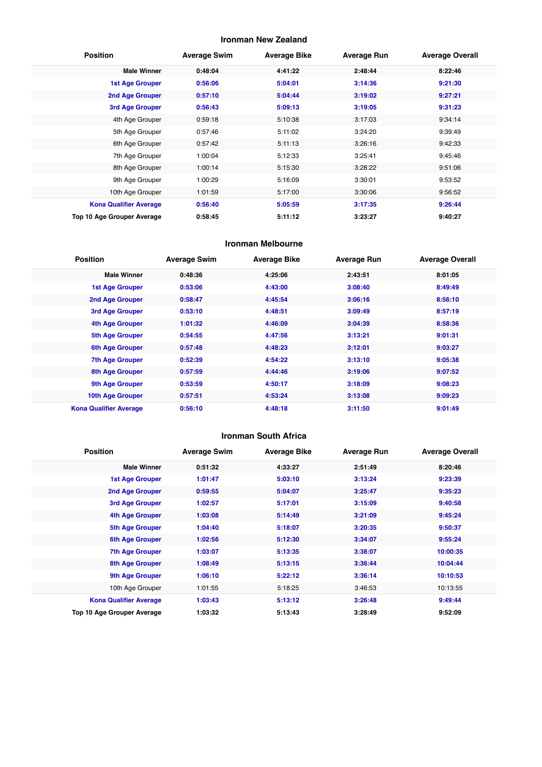## Ironman New Zealand

| Position | Average Swim | Average Bike | Average Run | Average Overall |
|---|---|---|---|---|
| **Male Winner** | **0:48:04** | **4:41:22** | **2:48:44** | **8:22:46** |
| **1st Age Grouper** | **0:56:06** | **5:04:01** | **3:14:36** | **9:21:30** |
| **2nd Age Grouper** | **0:57:10** | **5:04:44** | **3:19:02** | **9:27:21** |
| **3rd Age Grouper** | **0:56:43** | **5:09:13** | **3:19:05** | **9:31:23** |
| 4th Age Grouper | 0:59:18 | 5:10:38 | 3:17:03 | 9:34:14 |
| 5th Age Grouper | 0:57:46 | 5:11:02 | 3:24:20 | 9:39:49 |
| 6th Age Grouper | 0:57:42 | 5:11:13 | 3:26:16 | 9:42:33 |
| 7th Age Grouper | 1:00:04 | 5:12:33 | 3:25:41 | 9:45:46 |
| 8th Age Grouper | 1:00:14 | 5:15:30 | 3:28:22 | 9:51:06 |
| 9th Age Grouper | 1:00:29 | 5:16:09 | 3:30:01 | 9:53:52 |
| 10th Age Grouper | 1:01:59 | 5:17:00 | 3:30:06 | 9:56:52 |
| **Kona Qualifier Average** | **0:56:40** | **5:05:59** | **3:17:35** | **9:26:44** |
| **Top 10 Age Grouper Average** | **0:58:45** | **5:11:12** | **3:23:27** | **9:40:27** |

## Ironman Melbourne

| Position | Average Swim | Average Bike | Average Run | Average Overall |
|---|---|---|---|---|
| **Male Winner** | **0:48:36** | **4:25:06** | **2:43:51** | **8:01:05** |
| **1st Age Grouper** | **0:53:06** | **4:43:00** | **3:08:40** | **8:49:49** |
| **2nd Age Grouper** | **0:58:47** | **4:45:54** | **3:06:16** | **8:56:10** |
| **3rd Age Grouper** | **0:53:10** | **4:48:51** | **3:09:49** | **8:57:19** |
| **4th Age Grouper** | **1:01:32** | **4:46:09** | **3:04:39** | **8:58:36** |
| **5th Age Grouper** | **0:54:55** | **4:47:56** | **3:13:21** | **9:01:31** |
| **6th Age Grouper** | **0:57:48** | **4:48:23** | **3:12:01** | **9:03:27** |
| **7th Age Grouper** | **0:52:39** | **4:54:22** | **3:13:10** | **9:05:38** |
| **8th Age Grouper** | **0:57:59** | **4:44:46** | **3:19:06** | **9:07:52** |
| **9th Age Grouper** | **0:53:59** | **4:50:17** | **3:18:09** | **9:08:23** |
| **10th Age Grouper** | **0:57:51** | **4:53:24** | **3:13:08** | **9:09:23** |
| **Kona Qualifier Average** | **0:56:10** | **4:48:18** | **3:11:50** | **9:01:49** |

## Ironman South Africa

| Position | Average Swim | Average Bike | Average Run | Average Overall |
|---|---|---|---|---|
| **Male Winner** | **0:51:32** | **4:33:27** | **2:51:49** | **8:20:46** |
| **1st Age Grouper** | **1:01:47** | **5:03:10** | **3:13:24** | **9:23:39** |
| **2nd Age Grouper** | **0:59:55** | **5:04:07** | **3:25:47** | **9:35:23** |
| **3rd Age Grouper** | **1:02:57** | **5:17:01** | **3:15:09** | **9:40:58** |
| **4th Age Grouper** | **1:03:08** | **5:14:49** | **3:21:09** | **9:45:24** |
| **5th Age Grouper** | **1:04:40** | **5:18:07** | **3:20:35** | **9:50:37** |
| **6th Age Grouper** | **1:02:56** | **5:12:30** | **3:34:07** | **9:55:24** |
| **7th Age Grouper** | **1:03:07** | **5:13:35** | **3:38:07** | **10:00:35** |
| **8th Age Grouper** | **1:08:49** | **5:13:15** | **3:36:44** | **10:04:44** |
| **9th Age Grouper** | **1:06:10** | **5:22:12** | **3:36:14** | **10:10:53** |
| 10th Age Grouper | 1:01:55 | 5:18:25 | 3:46:53 | 10:13:55 |
| **Kona Qualifier Average** | **1:03:43** | **5:13:12** | **3:26:48** | **9:49:44** |
| **Top 10 Age Grouper Average** | **1:03:32** | **5:13:43** | **3:28:49** | **9:52:09** |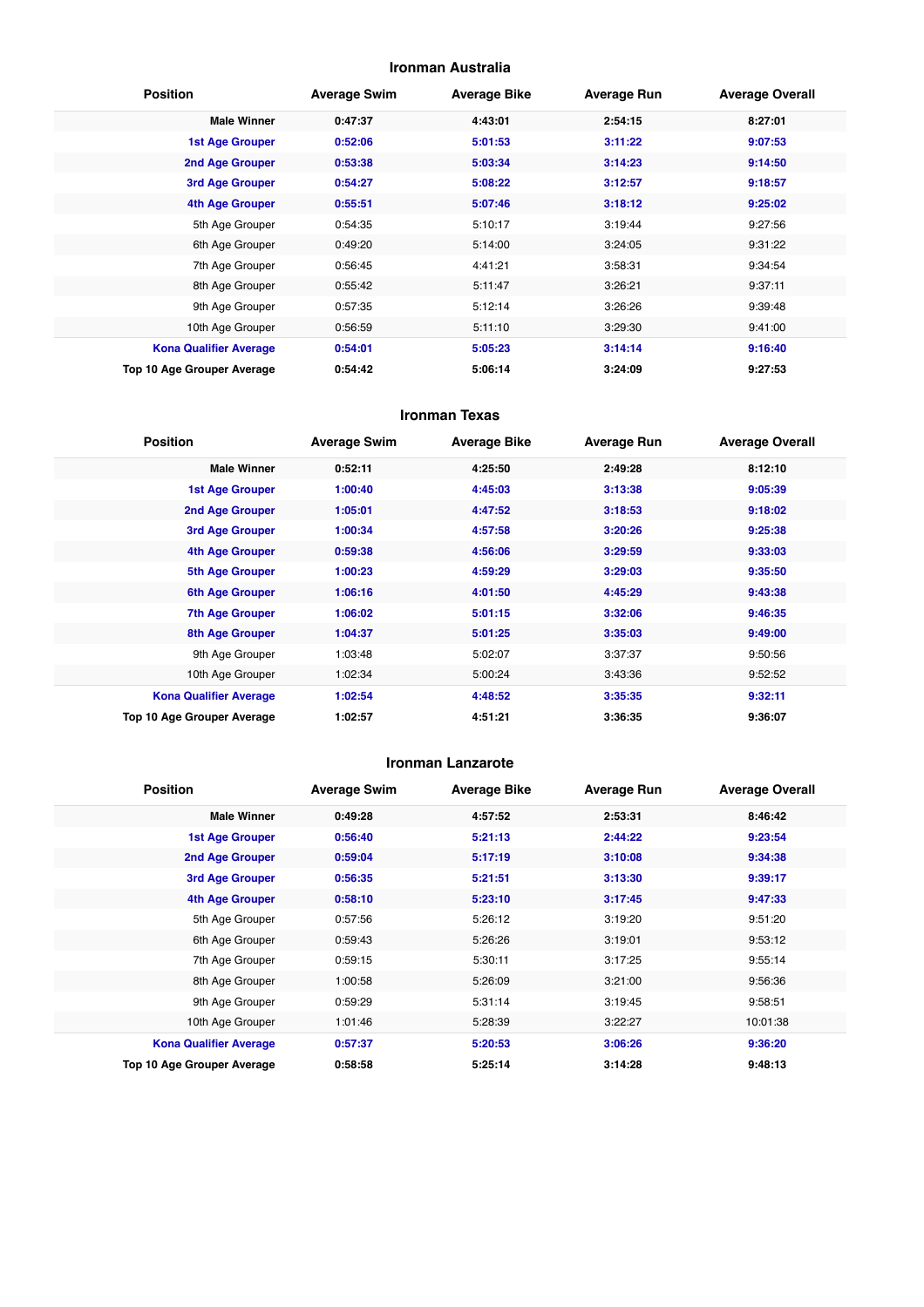## Ironman Australia

| Position | Average Swim | Average Bike | Average Run | Average Overall |
|---|---|---|---|---|
| **Male Winner** | **0:47:37** | **4:43:01** | **2:54:15** | **8:27:01** |
| **1st Age Grouper** | **0:52:06** | **5:01:53** | **3:11:22** | **9:07:53** |
| **2nd Age Grouper** | **0:53:38** | **5:03:34** | **3:14:23** | **9:14:50** |
| **3rd Age Grouper** | **0:54:27** | **5:08:22** | **3:12:57** | **9:18:57** |
| **4th Age Grouper** | **0:55:51** | **5:07:46** | **3:18:12** | **9:25:02** |
| 5th Age Grouper | 0:54:35 | 5:10:17 | 3:19:44 | 9:27:56 |
| 6th Age Grouper | 0:49:20 | 5:14:00 | 3:24:05 | 9:31:22 |
| 7th Age Grouper | 0:56:45 | 4:41:21 | 3:58:31 | 9:34:54 |
| 8th Age Grouper | 0:55:42 | 5:11:47 | 3:26:21 | 9:37:11 |
| 9th Age Grouper | 0:57:35 | 5:12:14 | 3:26:26 | 9:39:48 |
| 10th Age Grouper | 0:56:59 | 5:11:10 | 3:29:30 | 9:41:00 |
| **Kona Qualifier Average** | **0:54:01** | **5:05:23** | **3:14:14** | **9:16:40** |
| **Top 10 Age Grouper Average** | **0:54:42** | **5:06:14** | **3:24:09** | **9:27:53** |

## Ironman Texas

| Position | Average Swim | Average Bike | Average Run | Average Overall |
|---|---|---|---|---|
| **Male Winner** | **0:52:11** | **4:25:50** | **2:49:28** | **8:12:10** |
| **1st Age Grouper** | **1:00:40** | **4:45:03** | **3:13:38** | **9:05:39** |
| **2nd Age Grouper** | **1:05:01** | **4:47:52** | **3:18:53** | **9:18:02** |
| **3rd Age Grouper** | **1:00:34** | **4:57:58** | **3:20:26** | **9:25:38** |
| **4th Age Grouper** | **0:59:38** | **4:56:06** | **3:29:59** | **9:33:03** |
| **5th Age Grouper** | **1:00:23** | **4:59:29** | **3:29:03** | **9:35:50** |
| **6th Age Grouper** | **1:06:16** | **4:01:50** | **4:45:29** | **9:43:38** |
| **7th Age Grouper** | **1:06:02** | **5:01:15** | **3:32:06** | **9:46:35** |
| **8th Age Grouper** | **1:04:37** | **5:01:25** | **3:35:03** | **9:49:00** |
| 9th Age Grouper | 1:03:48 | 5:02:07 | 3:37:37 | 9:50:56 |
| 10th Age Grouper | 1:02:34 | 5:00:24 | 3:43:36 | 9:52:52 |
| **Kona Qualifier Average** | **1:02:54** | **4:48:52** | **3:35:35** | **9:32:11** |
| **Top 10 Age Grouper Average** | **1:02:57** | **4:51:21** | **3:36:35** | **9:36:07** |

## Ironman Lanzarote

| Position | Average Swim | Average Bike | Average Run | Average Overall |
|---|---|---|---|---|
| **Male Winner** | **0:49:28** | **4:57:52** | **2:53:31** | **8:46:42** |
| **1st Age Grouper** | **0:56:40** | **5:21:13** | **2:44:22** | **9:23:54** |
| **2nd Age Grouper** | **0:59:04** | **5:17:19** | **3:10:08** | **9:34:38** |
| **3rd Age Grouper** | **0:56:35** | **5:21:51** | **3:13:30** | **9:39:17** |
| **4th Age Grouper** | **0:58:10** | **5:23:10** | **3:17:45** | **9:47:33** |
| 5th Age Grouper | 0:57:56 | 5:26:12 | 3:19:20 | 9:51:20 |
| 6th Age Grouper | 0:59:43 | 5:26:26 | 3:19:01 | 9:53:12 |
| 7th Age Grouper | 0:59:15 | 5:30:11 | 3:17:25 | 9:55:14 |
| 8th Age Grouper | 1:00:58 | 5:26:09 | 3:21:00 | 9:56:36 |
| 9th Age Grouper | 0:59:29 | 5:31:14 | 3:19:45 | 9:58:51 |
| 10th Age Grouper | 1:01:46 | 5:28:39 | 3:22:27 | 10:01:38 |
| **Kona Qualifier Average** | **0:57:37** | **5:20:53** | **3:06:26** | **9:36:20** |
| **Top 10 Age Grouper Average** | **0:58:58** | **5:25:14** | **3:14:28** | **9:48:13** |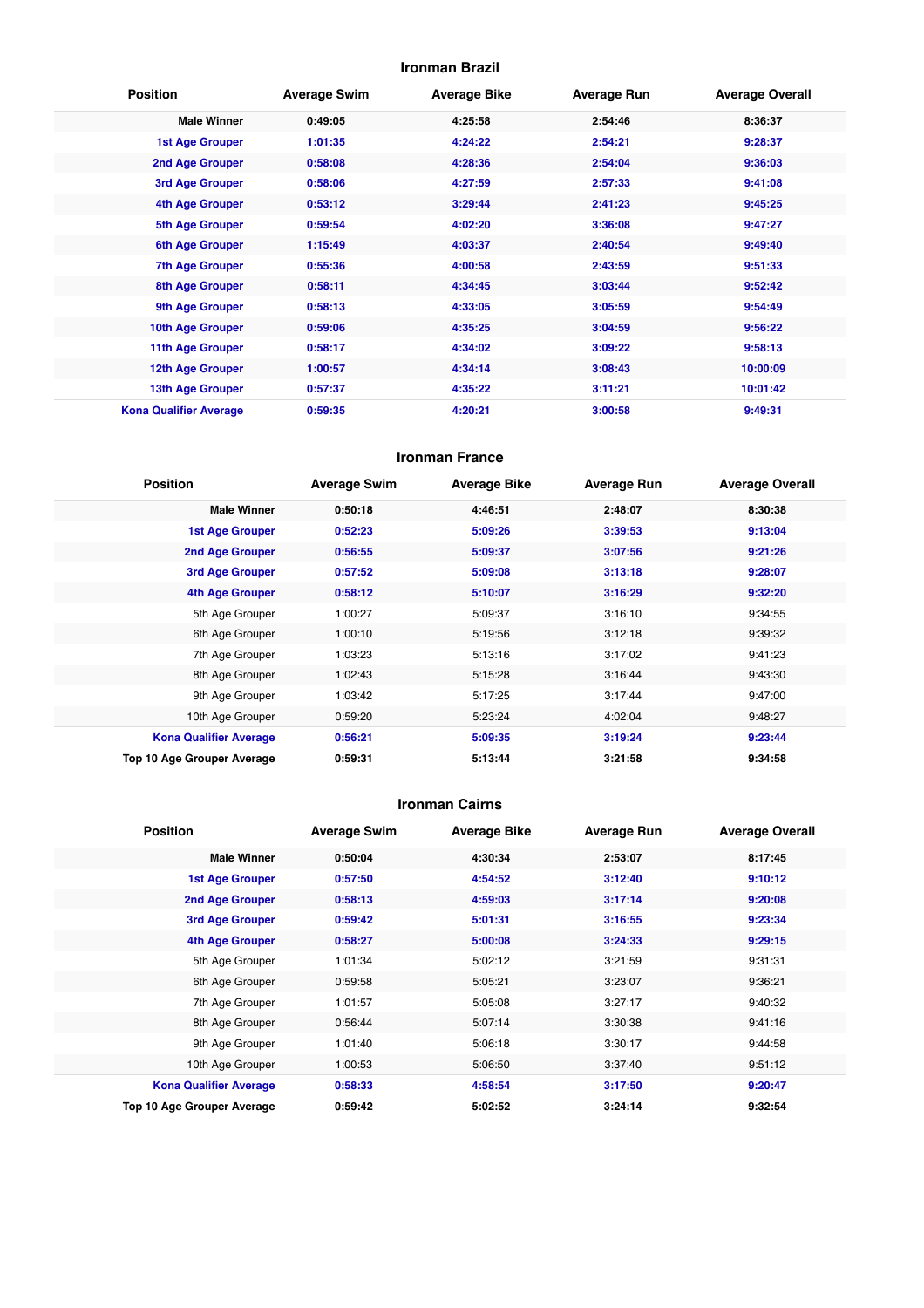## Ironman Brazil

| Position | Average Swim | Average Bike | Average Run | Average Overall |
|---|---|---|---|---|
| **Male Winner** | **0:49:05** | **4:25:58** | **2:54:46** | **8:36:37** |
| **1st Age Grouper** | **1:01:35** | **4:24:22** | **2:54:21** | **9:28:37** |
| **2nd Age Grouper** | **0:58:08** | **4:28:36** | **2:54:04** | **9:36:03** |
| **3rd Age Grouper** | **0:58:06** | **4:27:59** | **2:57:33** | **9:41:08** |
| **4th Age Grouper** | **0:53:12** | **3:29:44** | **2:41:23** | **9:45:25** |
| **5th Age Grouper** | **0:59:54** | **4:02:20** | **3:36:08** | **9:47:27** |
| **6th Age Grouper** | **1:15:49** | **4:03:37** | **2:40:54** | **9:49:40** |
| **7th Age Grouper** | **0:55:36** | **4:00:58** | **2:43:59** | **9:51:33** |
| **8th Age Grouper** | **0:58:11** | **4:34:45** | **3:03:44** | **9:52:42** |
| **9th Age Grouper** | **0:58:13** | **4:33:05** | **3:05:59** | **9:54:49** |
| **10th Age Grouper** | **0:59:06** | **4:35:25** | **3:04:59** | **9:56:22** |
| **11th Age Grouper** | **0:58:17** | **4:34:02** | **3:09:22** | **9:58:13** |
| **12th Age Grouper** | **1:00:57** | **4:34:14** | **3:08:43** | **10:00:09** |
| **13th Age Grouper** | **0:57:37** | **4:35:22** | **3:11:21** | **10:01:42** |
| **Kona Qualifier Average** | **0:59:35** | **4:20:21** | **3:00:58** | **9:49:31** |

## Ironman France

| Position | Average Swim | Average Bike | Average Run | Average Overall |
|---|---|---|---|---|
| **Male Winner** | **0:50:18** | **4:46:51** | **2:48:07** | **8:30:38** |
| **1st Age Grouper** | **0:52:23** | **5:09:26** | **3:39:53** | **9:13:04** |
| **2nd Age Grouper** | **0:56:55** | **5:09:37** | **3:07:56** | **9:21:26** |
| **3rd Age Grouper** | **0:57:52** | **5:09:08** | **3:13:18** | **9:28:07** |
| **4th Age Grouper** | **0:58:12** | **5:10:07** | **3:16:29** | **9:32:20** |
| 5th Age Grouper | 1:00:27 | 5:09:37 | 3:16:10 | 9:34:55 |
| 6th Age Grouper | 1:00:10 | 5:19:56 | 3:12:18 | 9:39:32 |
| 7th Age Grouper | 1:03:23 | 5:13:16 | 3:17:02 | 9:41:23 |
| 8th Age Grouper | 1:02:43 | 5:15:28 | 3:16:44 | 9:43:30 |
| 9th Age Grouper | 1:03:42 | 5:17:25 | 3:17:44 | 9:47:00 |
| 10th Age Grouper | 0:59:20 | 5:23:24 | 4:02:04 | 9:48:27 |
| **Kona Qualifier Average** | **0:56:21** | **5:09:35** | **3:19:24** | **9:23:44** |
| **Top 10 Age Grouper Average** | **0:59:31** | **5:13:44** | **3:21:58** | **9:34:58** |

## Ironman Cairns

| Position | Average Swim | Average Bike | Average Run | Average Overall |
|---|---|---|---|---|
| **Male Winner** | **0:50:04** | **4:30:34** | **2:53:07** | **8:17:45** |
| **1st Age Grouper** | **0:57:50** | **4:54:52** | **3:12:40** | **9:10:12** |
| **2nd Age Grouper** | **0:58:13** | **4:59:03** | **3:17:14** | **9:20:08** |
| **3rd Age Grouper** | **0:59:42** | **5:01:31** | **3:16:55** | **9:23:34** |
| **4th Age Grouper** | **0:58:27** | **5:00:08** | **3:24:33** | **9:29:15** |
| 5th Age Grouper | 1:01:34 | 5:02:12 | 3:21:59 | 9:31:31 |
| 6th Age Grouper | 0:59:58 | 5:05:21 | 3:23:07 | 9:36:21 |
| 7th Age Grouper | 1:01:57 | 5:05:08 | 3:27:17 | 9:40:32 |
| 8th Age Grouper | 0:56:44 | 5:07:14 | 3:30:38 | 9:41:16 |
| 9th Age Grouper | 1:01:40 | 5:06:18 | 3:30:17 | 9:44:58 |
| 10th Age Grouper | 1:00:53 | 5:06:50 | 3:37:40 | 9:51:12 |
| **Kona Qualifier Average** | **0:58:33** | **4:58:54** | **3:17:50** | **9:20:47** |
| **Top 10 Age Grouper Average** | **0:59:42** | **5:02:52** | **3:24:14** | **9:32:54** |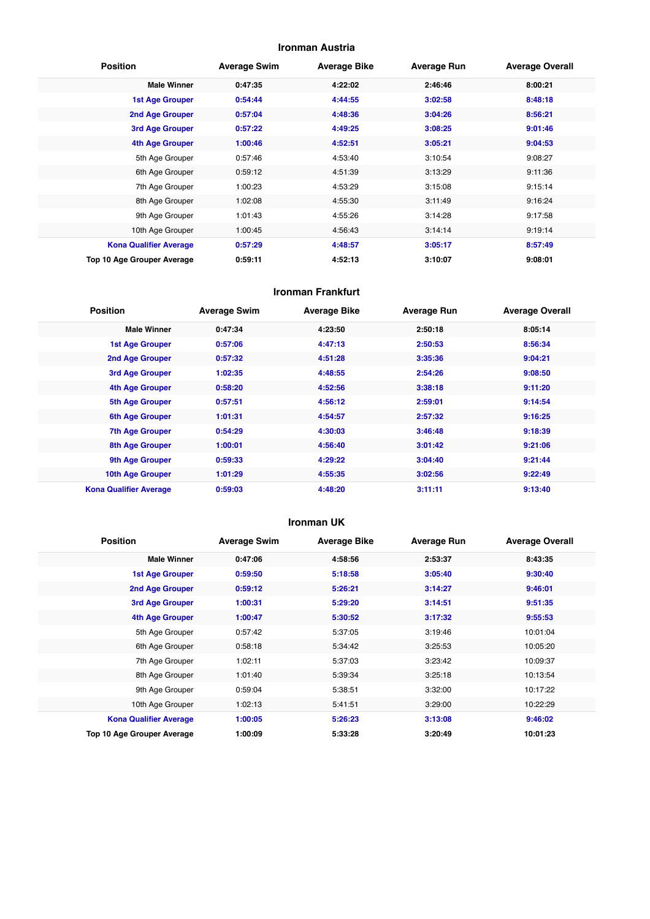### Ironman Austria

| Position | Average Swim | Average Bike | Average Run | Average Overall |
|---|---|---|---|---|
| **Male Winner** | **0:47:35** | **4:22:02** | **2:46:46** | **8:00:21** |
| **1st Age Grouper** | **0:54:44** | **4:44:55** | **3:02:58** | **8:48:18** |
| **2nd Age Grouper** | **0:57:04** | **4:48:36** | **3:04:26** | **8:56:21** |
| **3rd Age Grouper** | **0:57:22** | **4:49:25** | **3:08:25** | **9:01:46** |
| **4th Age Grouper** | **1:00:46** | **4:52:51** | **3:05:21** | **9:04:53** |
| 5th Age Grouper | 0:57:46 | 4:53:40 | 3:10:54 | 9:08:27 |
| 6th Age Grouper | 0:59:12 | 4:51:39 | 3:13:29 | 9:11:36 |
| 7th Age Grouper | 1:00:23 | 4:53:29 | 3:15:08 | 9:15:14 |
| 8th Age Grouper | 1:02:08 | 4:55:30 | 3:11:49 | 9:16:24 |
| 9th Age Grouper | 1:01:43 | 4:55:26 | 3:14:28 | 9:17:58 |
| 10th Age Grouper | 1:00:45 | 4:56:43 | 3:14:14 | 9:19:14 |
| **Kona Qualifier Average** | **0:57:29** | **4:48:57** | **3:05:17** | **8:57:49** |
| **Top 10 Age Grouper Average** | **0:59:11** | **4:52:13** | **3:10:07** | **9:08:01** |

### Ironman Frankfurt

| Position | Average Swim | Average Bike | Average Run | Average Overall |
|---|---|---|---|---|
| **Male Winner** | **0:47:34** | **4:23:50** | **2:50:18** | **8:05:14** |
| **1st Age Grouper** | **0:57:06** | **4:47:13** | **2:50:53** | **8:56:34** |
| **2nd Age Grouper** | **0:57:32** | **4:51:28** | **3:35:36** | **9:04:21** |
| **3rd Age Grouper** | **1:02:35** | **4:48:55** | **2:54:26** | **9:08:50** |
| **4th Age Grouper** | **0:58:20** | **4:52:56** | **3:38:18** | **9:11:20** |
| **5th Age Grouper** | **0:57:51** | **4:56:12** | **2:59:01** | **9:14:54** |
| **6th Age Grouper** | **1:01:31** | **4:54:57** | **2:57:32** | **9:16:25** |
| **7th Age Grouper** | **0:54:29** | **4:30:03** | **3:46:48** | **9:18:39** |
| **8th Age Grouper** | **1:00:01** | **4:56:40** | **3:01:42** | **9:21:06** |
| **9th Age Grouper** | **0:59:33** | **4:29:22** | **3:04:40** | **9:21:44** |
| **10th Age Grouper** | **1:01:29** | **4:55:35** | **3:02:56** | **9:22:49** |
| **Kona Qualifier Average** | **0:59:03** | **4:48:20** | **3:11:11** | **9:13:40** |

### Ironman UK

| Position | Average Swim | Average Bike | Average Run | Average Overall |
|---|---|---|---|---|
| **Male Winner** | **0:47:06** | **4:58:56** | **2:53:37** | **8:43:35** |
| **1st Age Grouper** | **0:59:50** | **5:18:58** | **3:05:40** | **9:30:40** |
| **2nd Age Grouper** | **0:59:12** | **5:26:21** | **3:14:27** | **9:46:01** |
| **3rd Age Grouper** | **1:00:31** | **5:29:20** | **3:14:51** | **9:51:35** |
| **4th Age Grouper** | **1:00:47** | **5:30:52** | **3:17:32** | **9:55:53** |
| 5th Age Grouper | 0:57:42 | 5:37:05 | 3:19:46 | 10:01:04 |
| 6th Age Grouper | 0:58:18 | 5:34:42 | 3:25:53 | 10:05:20 |
| 7th Age Grouper | 1:02:11 | 5:37:03 | 3:23:42 | 10:09:37 |
| 8th Age Grouper | 1:01:40 | 5:39:34 | 3:25:18 | 10:13:54 |
| 9th Age Grouper | 0:59:04 | 5:38:51 | 3:32:00 | 10:17:22 |
| 10th Age Grouper | 1:02:13 | 5:41:51 | 3:29:00 | 10:22:29 |
| **Kona Qualifier Average** | **1:00:05** | **5:26:23** | **3:13:08** | **9:46:02** |
| **Top 10 Age Grouper Average** | **1:00:09** | **5:33:28** | **3:20:49** | **10:01:23** |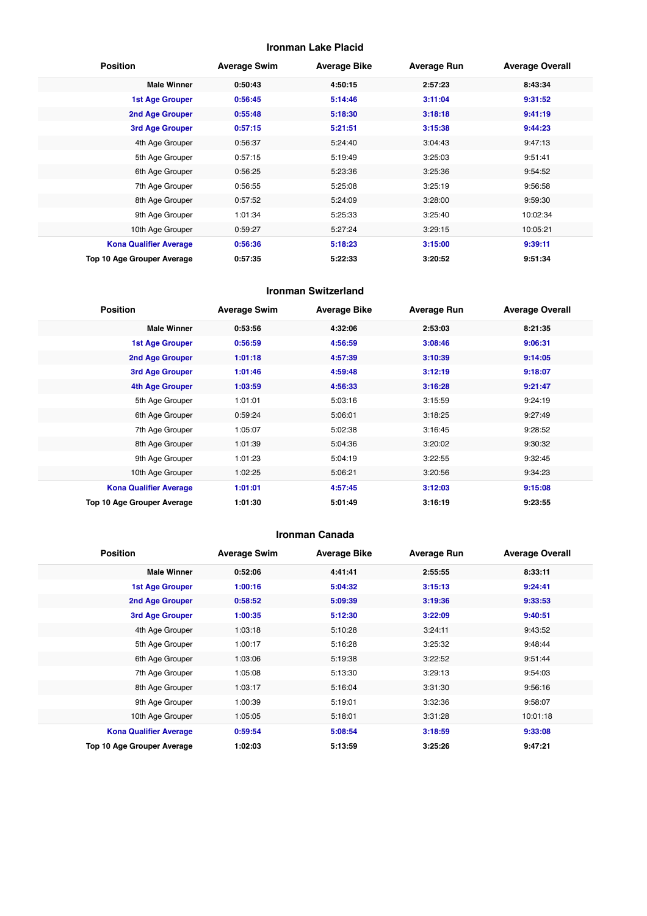## Ironman Lake Placid

| Position | Average Swim | Average Bike | Average Run | Average Overall |
|---|---|---|---|---|
| **Male Winner** | **0:50:43** | **4:50:15** | **2:57:23** | **8:43:34** |
| **1st Age Grouper** | **0:56:45** | **5:14:46** | **3:11:04** | **9:31:52** |
| **2nd Age Grouper** | **0:55:48** | **5:18:30** | **3:18:18** | **9:41:19** |
| **3rd Age Grouper** | **0:57:15** | **5:21:51** | **3:15:38** | **9:44:23** |
| 4th Age Grouper | 0:56:37 | 5:24:40 | 3:04:43 | 9:47:13 |
| 5th Age Grouper | 0:57:15 | 5:19:49 | 3:25:03 | 9:51:41 |
| 6th Age Grouper | 0:56:25 | 5:23:36 | 3:25:36 | 9:54:52 |
| 7th Age Grouper | 0:56:55 | 5:25:08 | 3:25:19 | 9:56:58 |
| 8th Age Grouper | 0:57:52 | 5:24:09 | 3:28:00 | 9:59:30 |
| 9th Age Grouper | 1:01:34 | 5:25:33 | 3:25:40 | 10:02:34 |
| 10th Age Grouper | 0:59:27 | 5:27:24 | 3:29:15 | 10:05:21 |
| **Kona Qualifier Average** | **0:56:36** | **5:18:23** | **3:15:00** | **9:39:11** |
| **Top 10 Age Grouper Average** | **0:57:35** | **5:22:33** | **3:20:52** | **9:51:34** |

## Ironman Switzerland

| Position | Average Swim | Average Bike | Average Run | Average Overall |
|---|---|---|---|---|
| **Male Winner** | **0:53:56** | **4:32:06** | **2:53:03** | **8:21:35** |
| **1st Age Grouper** | **0:56:59** | **4:56:59** | **3:08:46** | **9:06:31** |
| **2nd Age Grouper** | **1:01:18** | **4:57:39** | **3:10:39** | **9:14:05** |
| **3rd Age Grouper** | **1:01:46** | **4:59:48** | **3:12:19** | **9:18:07** |
| **4th Age Grouper** | **1:03:59** | **4:56:33** | **3:16:28** | **9:21:47** |
| 5th Age Grouper | 1:01:01 | 5:03:16 | 3:15:59 | 9:24:19 |
| 6th Age Grouper | 0:59:24 | 5:06:01 | 3:18:25 | 9:27:49 |
| 7th Age Grouper | 1:05:07 | 5:02:38 | 3:16:45 | 9:28:52 |
| 8th Age Grouper | 1:01:39 | 5:04:36 | 3:20:02 | 9:30:32 |
| 9th Age Grouper | 1:01:23 | 5:04:19 | 3:22:55 | 9:32:45 |
| 10th Age Grouper | 1:02:25 | 5:06:21 | 3:20:56 | 9:34:23 |
| **Kona Qualifier Average** | **1:01:01** | **4:57:45** | **3:12:03** | **9:15:08** |
| **Top 10 Age Grouper Average** | **1:01:30** | **5:01:49** | **3:16:19** | **9:23:55** |

## Ironman Canada

| Position | Average Swim | Average Bike | Average Run | Average Overall |
|---|---|---|---|---|
| **Male Winner** | **0:52:06** | **4:41:41** | **2:55:55** | **8:33:11** |
| **1st Age Grouper** | **1:00:16** | **5:04:32** | **3:15:13** | **9:24:41** |
| **2nd Age Grouper** | **0:58:52** | **5:09:39** | **3:19:36** | **9:33:53** |
| **3rd Age Grouper** | **1:00:35** | **5:12:30** | **3:22:09** | **9:40:51** |
| 4th Age Grouper | 1:03:18 | 5:10:28 | 3:24:11 | 9:43:52 |
| 5th Age Grouper | 1:00:17 | 5:16:28 | 3:25:32 | 9:48:44 |
| 6th Age Grouper | 1:03:06 | 5:19:38 | 3:22:52 | 9:51:44 |
| 7th Age Grouper | 1:05:08 | 5:13:30 | 3:29:13 | 9:54:03 |
| 8th Age Grouper | 1:03:17 | 5:16:04 | 3:31:30 | 9:56:16 |
| 9th Age Grouper | 1:00:39 | 5:19:01 | 3:32:36 | 9:58:07 |
| 10th Age Grouper | 1:05:05 | 5:18:01 | 3:31:28 | 10:01:18 |
| **Kona Qualifier Average** | **0:59:54** | **5:08:54** | **3:18:59** | **9:33:08** |
| **Top 10 Age Grouper Average** | **1:02:03** | **5:13:59** | **3:25:26** | **9:47:21** |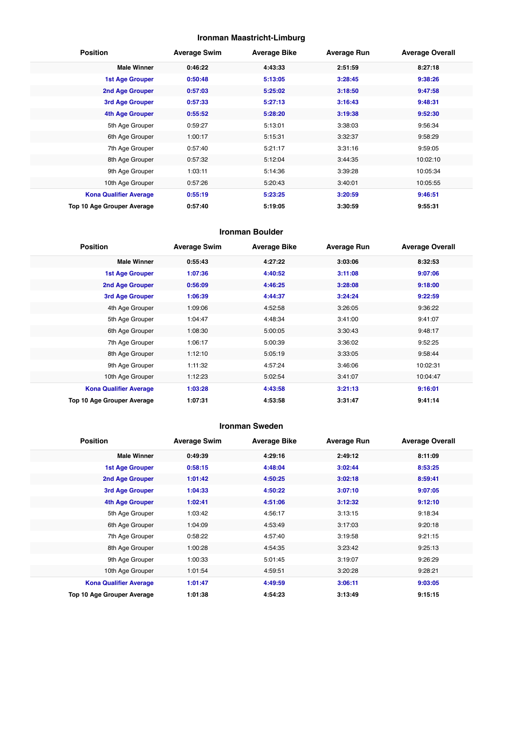### Ironman Maastricht-Limburg

| Position | Average Swim | Average Bike | Average Run | Average Overall |
|---|---|---|---|---|
| **Male Winner** | **0:46:22** | **4:43:33** | **2:51:59** | **8:27:18** |
| **1st Age Grouper** | **0:50:48** | **5:13:05** | **3:28:45** | **9:38:26** |
| **2nd Age Grouper** | **0:57:03** | **5:25:02** | **3:18:50** | **9:47:58** |
| **3rd Age Grouper** | **0:57:33** | **5:27:13** | **3:16:43** | **9:48:31** |
| **4th Age Grouper** | **0:55:52** | **5:28:20** | **3:19:38** | **9:52:30** |
| 5th Age Grouper | 0:59:27 | 5:13:01 | 3:38:03 | 9:56:34 |
| 6th Age Grouper | 1:00:17 | 5:15:31 | 3:32:37 | 9:58:29 |
| 7th Age Grouper | 0:57:40 | 5:21:17 | 3:31:16 | 9:59:05 |
| 8th Age Grouper | 0:57:32 | 5:12:04 | 3:44:35 | 10:02:10 |
| 9th Age Grouper | 1:03:11 | 5:14:36 | 3:39:28 | 10:05:34 |
| 10th Age Grouper | 0:57:26 | 5:20:43 | 3:40:01 | 10:05:55 |
| **Kona Qualifier Average** | **0:55:19** | **5:23:25** | **3:20:59** | **9:46:51** |
| **Top 10 Age Grouper Average** | **0:57:40** | **5:19:05** | **3:30:59** | **9:55:31** |

### Ironman Boulder

| Position | Average Swim | Average Bike | Average Run | Average Overall |
|---|---|---|---|---|
| **Male Winner** | **0:55:43** | **4:27:22** | **3:03:06** | **8:32:53** |
| **1st Age Grouper** | **1:07:36** | **4:40:52** | **3:11:08** | **9:07:06** |
| **2nd Age Grouper** | **0:56:09** | **4:46:25** | **3:28:08** | **9:18:00** |
| **3rd Age Grouper** | **1:06:39** | **4:44:37** | **3:24:24** | **9:22:59** |
| 4th Age Grouper | 1:09:06 | 4:52:58 | 3:26:05 | 9:36:22 |
| 5th Age Grouper | 1:04:47 | 4:48:34 | 3:41:00 | 9:41:07 |
| 6th Age Grouper | 1:08:30 | 5:00:05 | 3:30:43 | 9:48:17 |
| 7th Age Grouper | 1:06:17 | 5:00:39 | 3:36:02 | 9:52:25 |
| 8th Age Grouper | 1:12:10 | 5:05:19 | 3:33:05 | 9:58:44 |
| 9th Age Grouper | 1:11:32 | 4:57:24 | 3:46:06 | 10:02:31 |
| 10th Age Grouper | 1:12:23 | 5:02:54 | 3:41:07 | 10:04:47 |
| **Kona Qualifier Average** | **1:03:28** | **4:43:58** | **3:21:13** | **9:16:01** |
| **Top 10 Age Grouper Average** | **1:07:31** | **4:53:58** | **3:31:47** | **9:41:14** |

### Ironman Sweden

| Position | Average Swim | Average Bike | Average Run | Average Overall |
|---|---|---|---|---|
| **Male Winner** | **0:49:39** | **4:29:16** | **2:49:12** | **8:11:09** |
| **1st Age Grouper** | **0:58:15** | **4:48:04** | **3:02:44** | **8:53:25** |
| **2nd Age Grouper** | **1:01:42** | **4:50:25** | **3:02:18** | **8:59:41** |
| **3rd Age Grouper** | **1:04:33** | **4:50:22** | **3:07:10** | **9:07:05** |
| **4th Age Grouper** | **1:02:41** | **4:51:06** | **3:12:32** | **9:12:10** |
| 5th Age Grouper | 1:03:42 | 4:56:17 | 3:13:15 | 9:18:34 |
| 6th Age Grouper | 1:04:09 | 4:53:49 | 3:17:03 | 9:20:18 |
| 7th Age Grouper | 0:58:22 | 4:57:40 | 3:19:58 | 9:21:15 |
| 8th Age Grouper | 1:00:28 | 4:54:35 | 3:23:42 | 9:25:13 |
| 9th Age Grouper | 1:00:33 | 5:01:45 | 3:19:07 | 9:26:29 |
| 10th Age Grouper | 1:01:54 | 4:59:51 | 3:20:28 | 9:28:21 |
| **Kona Qualifier Average** | **1:01:47** | **4:49:59** | **3:06:11** | **9:03:05** |
| **Top 10 Age Grouper Average** | **1:01:38** | **4:54:23** | **3:13:49** | **9:15:15** |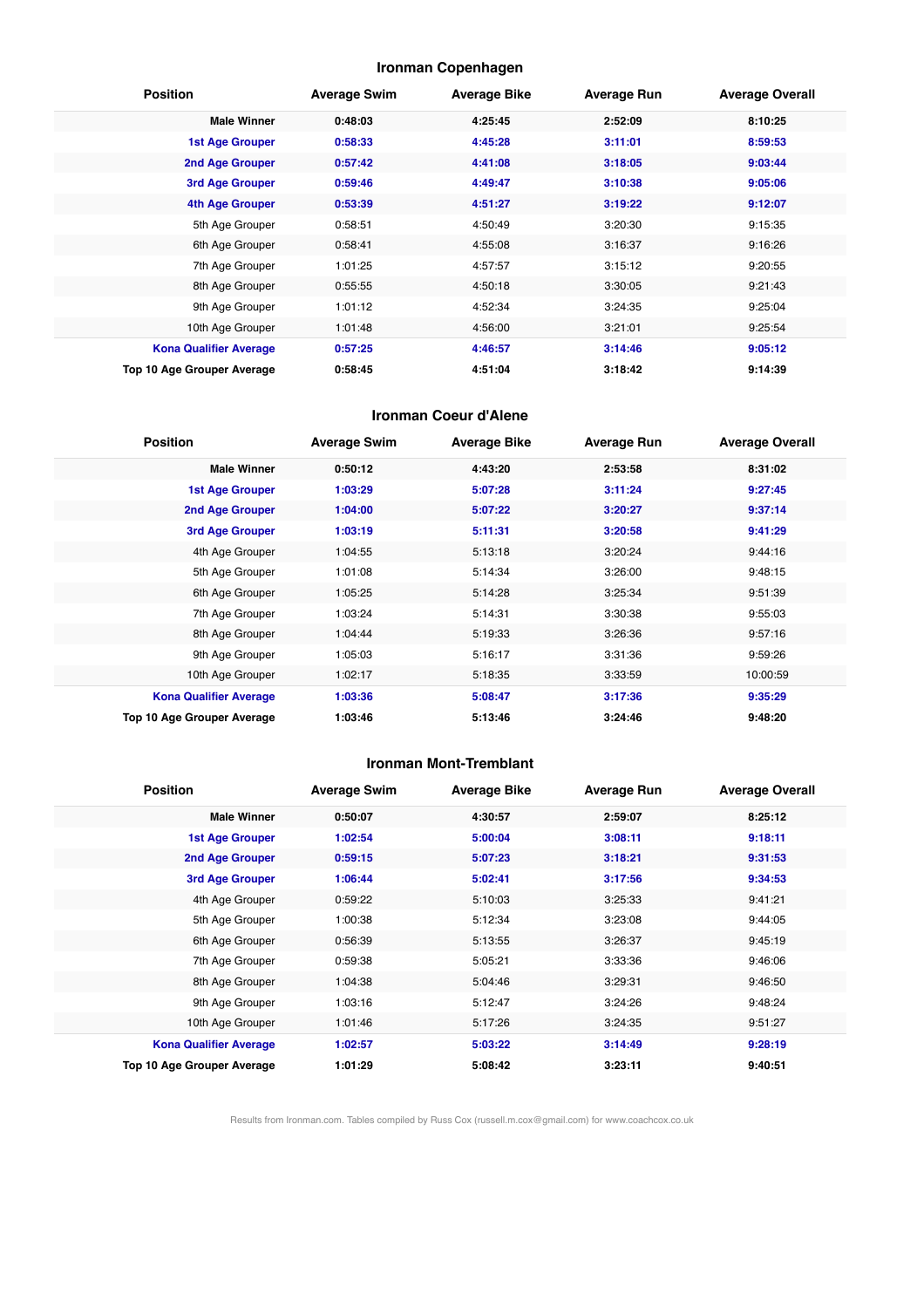## Ironman Copenhagen

| Position | Average Swim | Average Bike | Average Run | Average Overall |
|---|---|---|---|---|
| **Male Winner** | **0:48:03** | **4:25:45** | **2:52:09** | **8:10:25** |
| **1st Age Grouper** | **0:58:33** | **4:45:28** | **3:11:01** | **8:59:53** |
| **2nd Age Grouper** | **0:57:42** | **4:41:08** | **3:18:05** | **9:03:44** |
| **3rd Age Grouper** | **0:59:46** | **4:49:47** | **3:10:38** | **9:05:06** |
| **4th Age Grouper** | **0:53:39** | **4:51:27** | **3:19:22** | **9:12:07** |
| 5th Age Grouper | 0:58:51 | 4:50:49 | 3:20:30 | 9:15:35 |
| 6th Age Grouper | 0:58:41 | 4:55:08 | 3:16:37 | 9:16:26 |
| 7th Age Grouper | 1:01:25 | 4:57:57 | 3:15:12 | 9:20:55 |
| 8th Age Grouper | 0:55:55 | 4:50:18 | 3:30:05 | 9:21:43 |
| 9th Age Grouper | 1:01:12 | 4:52:34 | 3:24:35 | 9:25:04 |
| 10th Age Grouper | 1:01:48 | 4:56:00 | 3:21:01 | 9:25:54 |
| **Kona Qualifier Average** | **0:57:25** | **4:46:57** | **3:14:46** | **9:05:12** |
| **Top 10 Age Grouper Average** | **0:58:45** | **4:51:04** | **3:18:42** | **9:14:39** |

## Ironman Coeur d'Alene

| Position | Average Swim | Average Bike | Average Run | Average Overall |
|---|---|---|---|---|
| **Male Winner** | **0:50:12** | **4:43:20** | **2:53:58** | **8:31:02** |
| **1st Age Grouper** | **1:03:29** | **5:07:28** | **3:11:24** | **9:27:45** |
| **2nd Age Grouper** | **1:04:00** | **5:07:22** | **3:20:27** | **9:37:14** |
| **3rd Age Grouper** | **1:03:19** | **5:11:31** | **3:20:58** | **9:41:29** |
| 4th Age Grouper | 1:04:55 | 5:13:18 | 3:20:24 | 9:44:16 |
| 5th Age Grouper | 1:01:08 | 5:14:34 | 3:26:00 | 9:48:15 |
| 6th Age Grouper | 1:05:25 | 5:14:28 | 3:25:34 | 9:51:39 |
| 7th Age Grouper | 1:03:24 | 5:14:31 | 3:30:38 | 9:55:03 |
| 8th Age Grouper | 1:04:44 | 5:19:33 | 3:26:36 | 9:57:16 |
| 9th Age Grouper | 1:05:03 | 5:16:17 | 3:31:36 | 9:59:26 |
| 10th Age Grouper | 1:02:17 | 5:18:35 | 3:33:59 | 10:00:59 |
| **Kona Qualifier Average** | **1:03:36** | **5:08:47** | **3:17:36** | **9:35:29** |
| **Top 10 Age Grouper Average** | **1:03:46** | **5:13:46** | **3:24:46** | **9:48:20** |

## Ironman Mont-Tremblant

| Position | Average Swim | Average Bike | Average Run | Average Overall |
|---|---|---|---|---|
| **Male Winner** | **0:50:07** | **4:30:57** | **2:59:07** | **8:25:12** |
| **1st Age Grouper** | **1:02:54** | **5:00:04** | **3:08:11** | **9:18:11** |
| **2nd Age Grouper** | **0:59:15** | **5:07:23** | **3:18:21** | **9:31:53** |
| **3rd Age Grouper** | **1:06:44** | **5:02:41** | **3:17:56** | **9:34:53** |
| 4th Age Grouper | 0:59:22 | 5:10:03 | 3:25:33 | 9:41:21 |
| 5th Age Grouper | 1:00:38 | 5:12:34 | 3:23:08 | 9:44:05 |
| 6th Age Grouper | 0:56:39 | 5:13:55 | 3:26:37 | 9:45:19 |
| 7th Age Grouper | 0:59:38 | 5:05:21 | 3:33:36 | 9:46:06 |
| 8th Age Grouper | 1:04:38 | 5:04:46 | 3:29:31 | 9:46:50 |
| 9th Age Grouper | 1:03:16 | 5:12:47 | 3:24:26 | 9:48:24 |
| 10th Age Grouper | 1:01:46 | 5:17:26 | 3:24:35 | 9:51:27 |
| **Kona Qualifier Average** | **1:02:57** | **5:03:22** | **3:14:49** | **9:28:19** |
| **Top 10 Age Grouper Average** | **1:01:29** | **5:08:42** | **3:23:11** | **9:40:51** |

Results from Ironman.com. Tables compiled by Russ Cox (russell.m.cox@gmail.com) for www.coachcox.co.uk